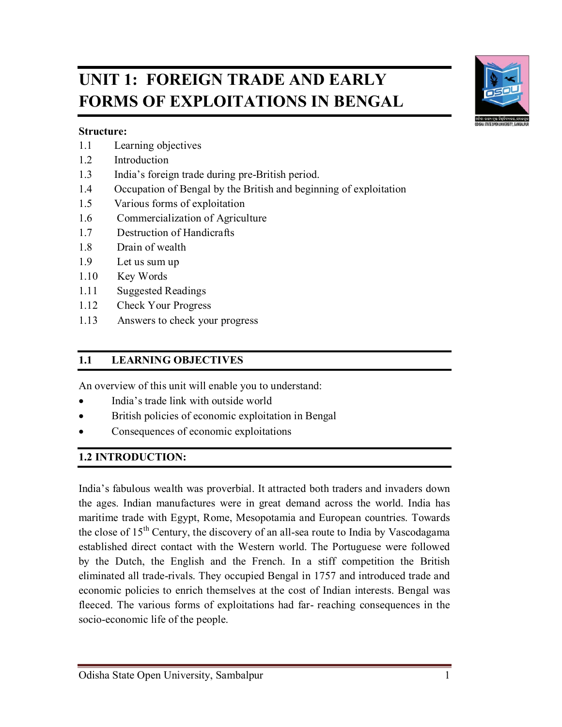# UNIT 1: FOREIGN TRADE AND EARLY FORMS OF EXPLOITATIONS IN BENGAL

**Structure:**

1.1 Learning objectives
1.2 Introduction
1.3 India's foreign trade during pre-British period.
1.4 Occupation of Bengal by the British and beginning of exploitation
1.5 Various forms of exploitation
1.6 Commercialization of Agriculture
1.7 Destruction of Handicrafts
1.8 Drain of wealth
1.9 Let us sum up
1.10 Key Words
1.11 Suggested Readings
1.12 Check Your Progress
1.13 Answers to check your progress

## 1.1 LEARNING OBJECTIVES

An overview of this unit will enable you to understand:

- India's trade link with outside world
- British policies of economic exploitation in Bengal
- Consequences of economic exploitations

## 1.2 INTRODUCTION:

India's fabulous wealth was proverbial. It attracted both traders and invaders down the ages. Indian manufactures were in great demand across the world. India has maritime trade with Egypt, Rome, Mesopotamia and European countries. Towards the close of 15th Century, the discovery of an all-sea route to India by Vascodagama established direct contact with the Western world. The Portuguese were followed by the Dutch, the English and the French. In a stiff competition the British eliminated all trade-rivals. They occupied Bengal in 1757 and introduced trade and economic policies to enrich themselves at the cost of Indian interests. Bengal was fleeced. The various forms of exploitations had far- reaching consequences in the socio-economic life of the people.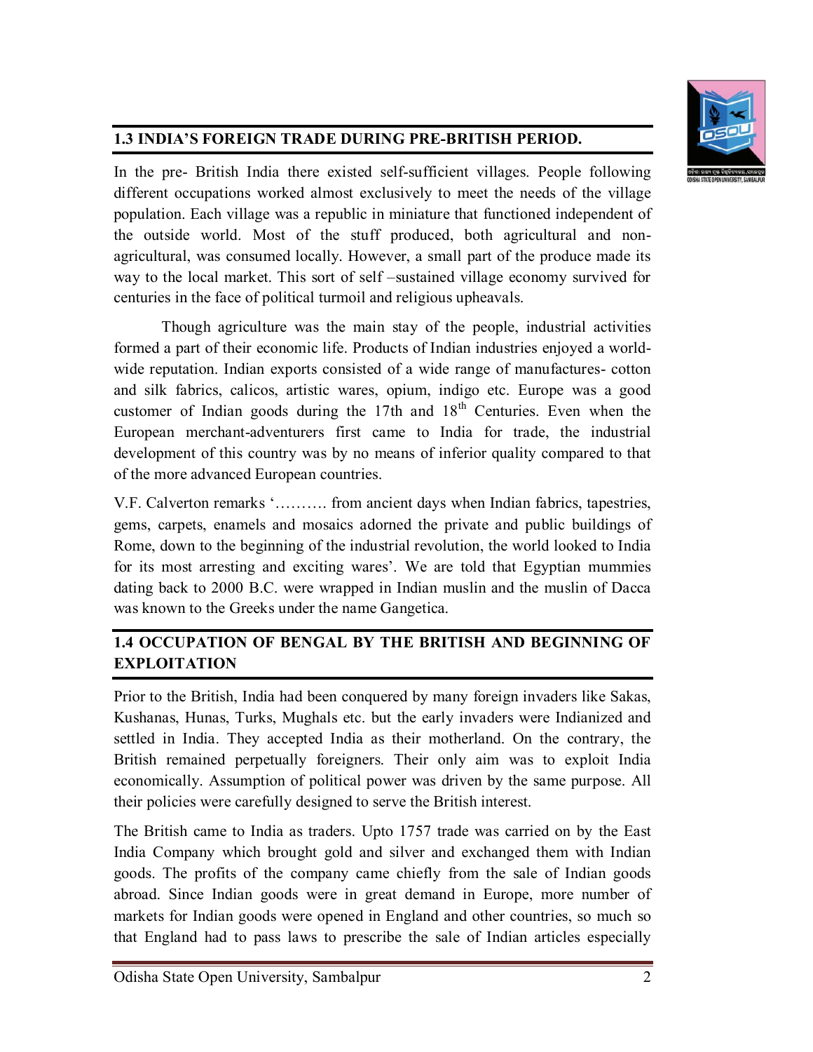## 1.3 INDIA'S FOREIGN TRADE DURING PRE-BRITISH PERIOD.

In the pre- British India there existed self-sufficient villages. People following different occupations worked almost exclusively to meet the needs of the village population. Each village was a republic in miniature that functioned independent of the outside world. Most of the stuff produced, both agricultural and non-agricultural, was consumed locally. However, a small part of the produce made its way to the local market. This sort of self –sustained village economy survived for centuries in the face of political turmoil and religious upheavals.

Though agriculture was the main stay of the people, industrial activities formed a part of their economic life. Products of Indian industries enjoyed a world-wide reputation. Indian exports consisted of a wide range of manufactures- cotton and silk fabrics, calicos, artistic wares, opium, indigo etc. Europe was a good customer of Indian goods during the 17th and 18th Centuries. Even when the European merchant-adventurers first came to India for trade, the industrial development of this country was by no means of inferior quality compared to that of the more advanced European countries.

V.F. Calverton remarks '………. from ancient days when Indian fabrics, tapestries, gems, carpets, enamels and mosaics adorned the private and public buildings of Rome, down to the beginning of the industrial revolution, the world looked to India for its most arresting and exciting wares'. We are told that Egyptian mummies dating back to 2000 B.C. were wrapped in Indian muslin and the muslin of Dacca was known to the Greeks under the name Gangetica.

## 1.4 OCCUPATION OF BENGAL BY THE BRITISH AND BEGINNING OF EXPLOITATION

Prior to the British, India had been conquered by many foreign invaders like Sakas, Kushanas, Hunas, Turks, Mughals etc. but the early invaders were Indianized and settled in India. They accepted India as their motherland. On the contrary, the British remained perpetually foreigners. Their only aim was to exploit India economically. Assumption of political power was driven by the same purpose. All their policies were carefully designed to serve the British interest.

The British came to India as traders. Upto 1757 trade was carried on by the East India Company which brought gold and silver and exchanged them with Indian goods. The profits of the company came chiefly from the sale of Indian goods abroad. Since Indian goods were in great demand in Europe, more number of markets for Indian goods were opened in England and other countries, so much so that England had to pass laws to prescribe the sale of Indian articles especially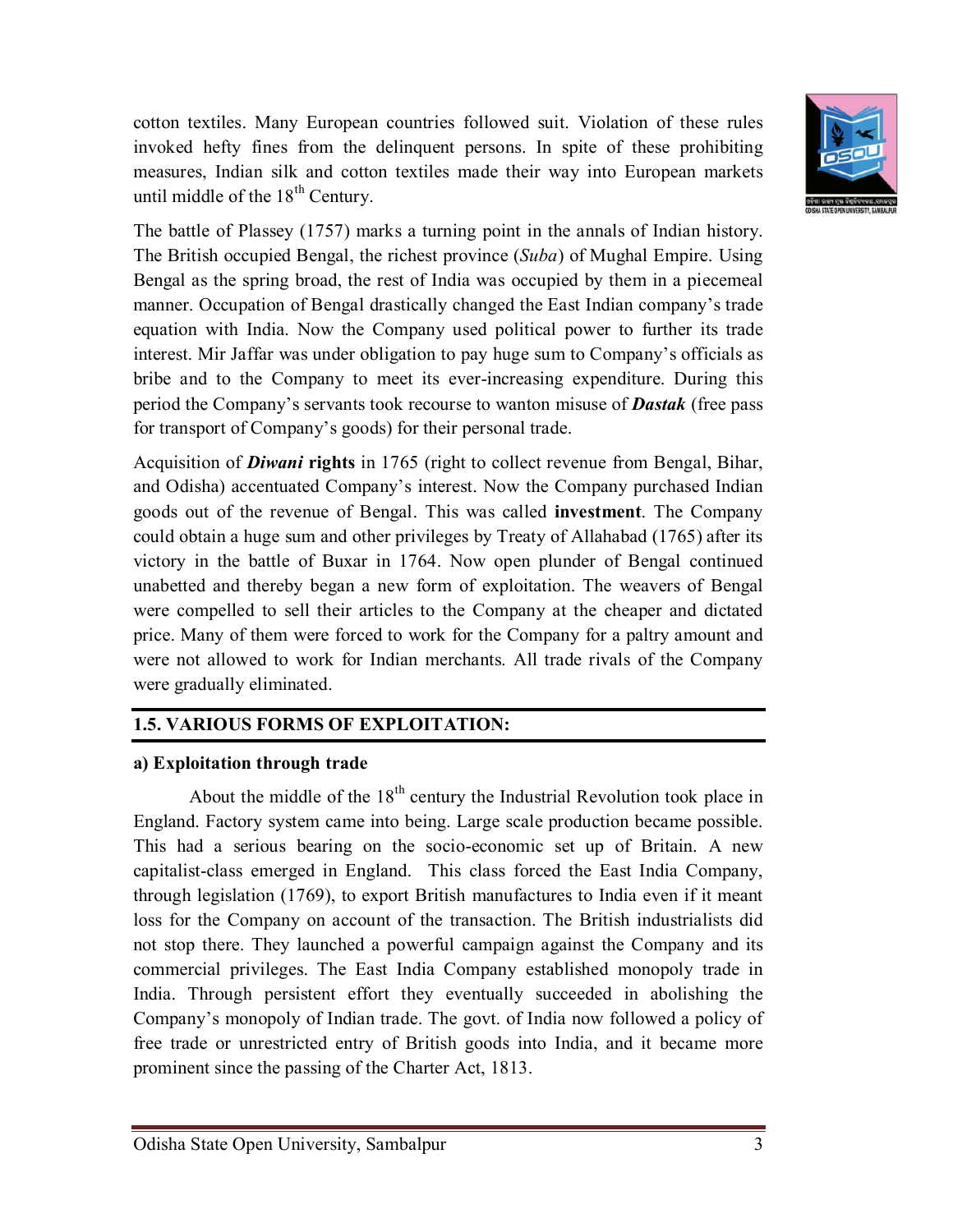cotton textiles. Many European countries followed suit. Violation of these rules invoked hefty fines from the delinquent persons. In spite of these prohibiting measures, Indian silk and cotton textiles made their way into European markets until middle of the 18th Century.

The battle of Plassey (1757) marks a turning point in the annals of Indian history. The British occupied Bengal, the richest province (*Suba*) of Mughal Empire. Using Bengal as the spring broad, the rest of India was occupied by them in a piecemeal manner. Occupation of Bengal drastically changed the East Indian company's trade equation with India. Now the Company used political power to further its trade interest. Mir Jaffar was under obligation to pay huge sum to Company's officials as bribe and to the Company to meet its ever-increasing expenditure. During this period the Company's servants took recourse to wanton misuse of ***Dastak*** (free pass for transport of Company's goods) for their personal trade.

Acquisition of ***Diwani*** **rights** in 1765 (right to collect revenue from Bengal, Bihar, and Odisha) accentuated Company's interest. Now the Company purchased Indian goods out of the revenue of Bengal. This was called **investment**. The Company could obtain a huge sum and other privileges by Treaty of Allahabad (1765) after its victory in the battle of Buxar in 1764. Now open plunder of Bengal continued unabetted and thereby began a new form of exploitation. The weavers of Bengal were compelled to sell their articles to the Company at the cheaper and dictated price. Many of them were forced to work for the Company for a paltry amount and were not allowed to work for Indian merchants. All trade rivals of the Company were gradually eliminated.

## 1.5. VARIOUS FORMS OF EXPLOITATION:

### a) Exploitation through trade

About the middle of the 18th century the Industrial Revolution took place in England. Factory system came into being. Large scale production became possible. This had a serious bearing on the socio-economic set up of Britain. A new capitalist-class emerged in England. This class forced the East India Company, through legislation (1769), to export British manufactures to India even if it meant loss for the Company on account of the transaction. The British industrialists did not stop there. They launched a powerful campaign against the Company and its commercial privileges. The East India Company established monopoly trade in India. Through persistent effort they eventually succeeded in abolishing the Company's monopoly of Indian trade. The govt. of India now followed a policy of free trade or unrestricted entry of British goods into India, and it became more prominent since the passing of the Charter Act, 1813.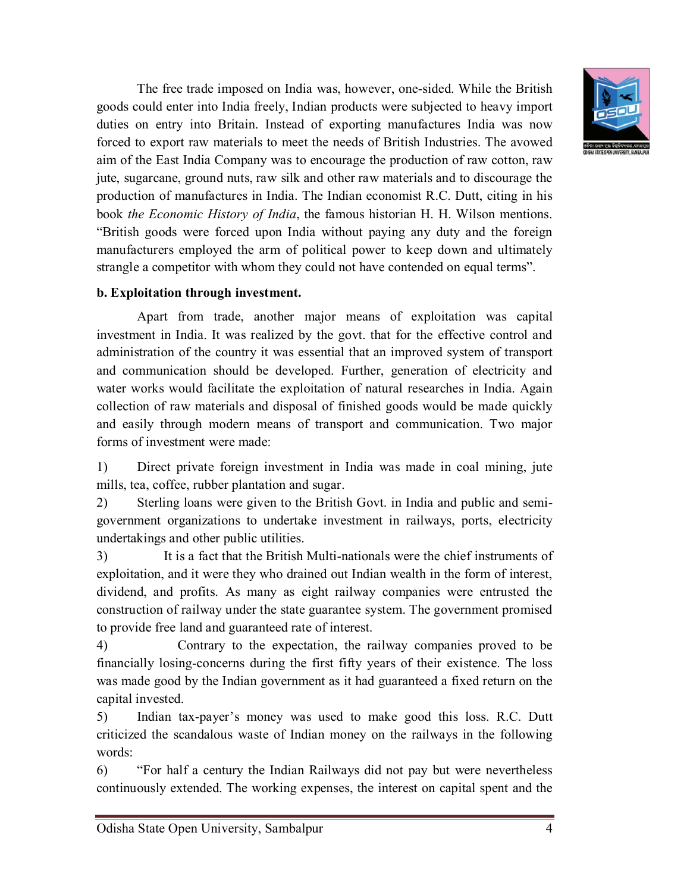The free trade imposed on India was, however, one-sided. While the British goods could enter into India freely, Indian products were subjected to heavy import duties on entry into Britain. Instead of exporting manufactures India was now forced to export raw materials to meet the needs of British Industries. The avowed aim of the East India Company was to encourage the production of raw cotton, raw jute, sugarcane, ground nuts, raw silk and other raw materials and to discourage the production of manufactures in India. The Indian economist R.C. Dutt, citing in his book *the Economic History of India*, the famous historian H. H. Wilson mentions. "British goods were forced upon India without paying any duty and the foreign manufacturers employed the arm of political power to keep down and ultimately strangle a competitor with whom they could not have contended on equal terms".

**b. Exploitation through investment.**

Apart from trade, another major means of exploitation was capital investment in India. It was realized by the govt. that for the effective control and administration of the country it was essential that an improved system of transport and communication should be developed. Further, generation of electricity and water works would facilitate the exploitation of natural researches in India. Again collection of raw materials and disposal of finished goods would be made quickly and easily through modern means of transport and communication. Two major forms of investment were made:

1) Direct private foreign investment in India was made in coal mining, jute mills, tea, coffee, rubber plantation and sugar.
2) Sterling loans were given to the British Govt. in India and public and semi-government organizations to undertake investment in railways, ports, electricity undertakings and other public utilities.
3) It is a fact that the British Multi-nationals were the chief instruments of exploitation, and it were they who drained out Indian wealth in the form of interest, dividend, and profits. As many as eight railway companies were entrusted the construction of railway under the state guarantee system. The government promised to provide free land and guaranteed rate of interest.
4) Contrary to the expectation, the railway companies proved to be financially losing-concerns during the first fifty years of their existence. The loss was made good by the Indian government as it had guaranteed a fixed return on the capital invested.
5) Indian tax-payer's money was used to make good this loss. R.C. Dutt criticized the scandalous waste of Indian money on the railways in the following words:
6) "For half a century the Indian Railways did not pay but were nevertheless continuously extended. The working expenses, the interest on capital spent and the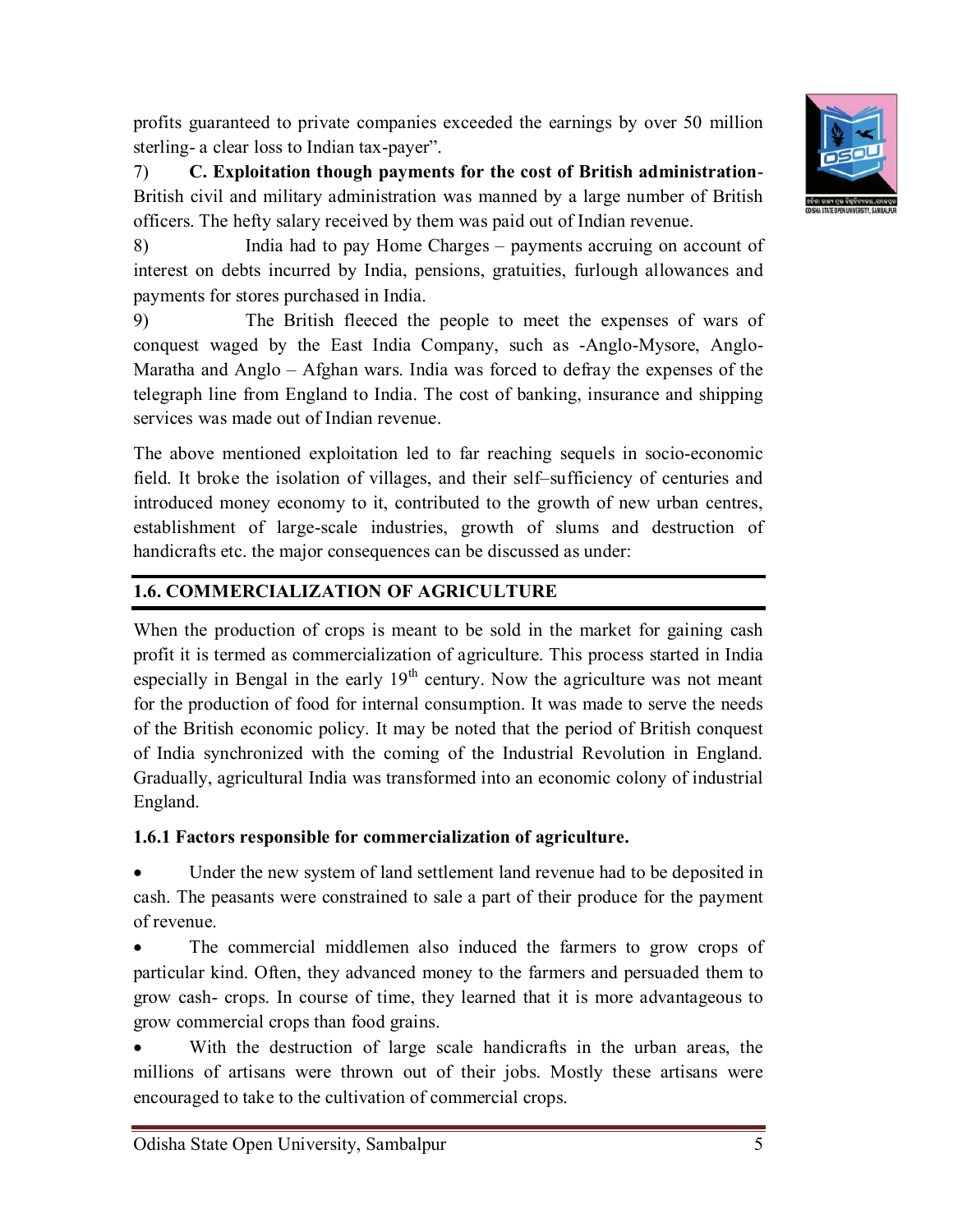profits guaranteed to private companies exceeded the earnings by over 50 million sterling- a clear loss to Indian tax-payer".

7) **C. Exploitation though payments for the cost of British administration**- British civil and military administration was manned by a large number of British officers. The hefty salary received by them was paid out of Indian revenue.

8) India had to pay Home Charges – payments accruing on account of interest on debts incurred by India, pensions, gratuities, furlough allowances and payments for stores purchased in India.

9) The British fleeced the people to meet the expenses of wars of conquest waged by the East India Company, such as -Anglo-Mysore, Anglo-Maratha and Anglo – Afghan wars. India was forced to defray the expenses of the telegraph line from England to India. The cost of banking, insurance and shipping services was made out of Indian revenue.

The above mentioned exploitation led to far reaching sequels in socio-economic field. It broke the isolation of villages, and their self–sufficiency of centuries and introduced money economy to it, contributed to the growth of new urban centres, establishment of large-scale industries, growth of slums and destruction of handicrafts etc. the major consequences can be discussed as under:

## 1.6. COMMERCIALIZATION OF AGRICULTURE

When the production of crops is meant to be sold in the market for gaining cash profit it is termed as commercialization of agriculture. This process started in India especially in Bengal in the early 19th century. Now the agriculture was not meant for the production of food for internal consumption. It was made to serve the needs of the British economic policy. It may be noted that the period of British conquest of India synchronized with the coming of the Industrial Revolution in England. Gradually, agricultural India was transformed into an economic colony of industrial England.

### 1.6.1 Factors responsible for commercialization of agriculture.

- Under the new system of land settlement land revenue had to be deposited in cash. The peasants were constrained to sale a part of their produce for the payment of revenue.
- The commercial middlemen also induced the farmers to grow crops of particular kind. Often, they advanced money to the farmers and persuaded them to grow cash- crops. In course of time, they learned that it is more advantageous to grow commercial crops than food grains.
- With the destruction of large scale handicrafts in the urban areas, the millions of artisans were thrown out of their jobs. Mostly these artisans were encouraged to take to the cultivation of commercial crops.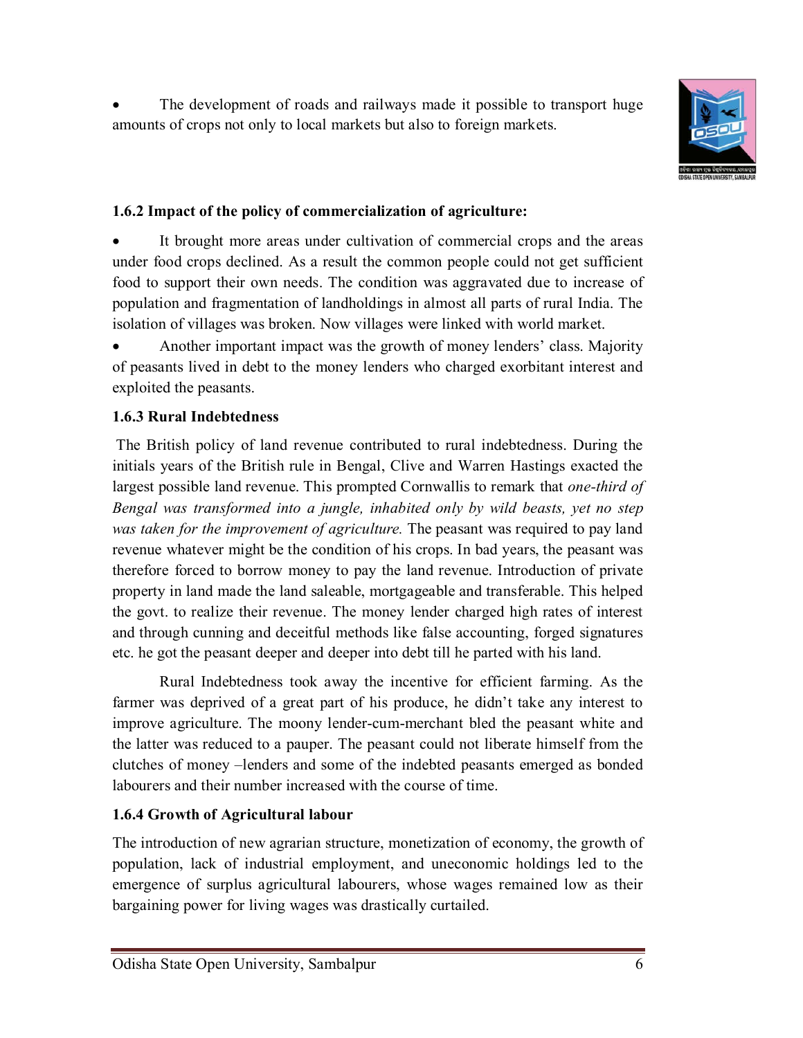- The development of roads and railways made it possible to transport huge amounts of crops not only to local markets but also to foreign markets.

### 1.6.2 Impact of the policy of commercialization of agriculture:

- It brought more areas under cultivation of commercial crops and the areas under food crops declined. As a result the common people could not get sufficient food to support their own needs. The condition was aggravated due to increase of population and fragmentation of landholdings in almost all parts of rural India. The isolation of villages was broken. Now villages were linked with world market.
- Another important impact was the growth of money lenders' class. Majority of peasants lived in debt to the money lenders who charged exorbitant interest and exploited the peasants.

### 1.6.3 Rural Indebtedness

The British policy of land revenue contributed to rural indebtedness. During the initials years of the British rule in Bengal, Clive and Warren Hastings exacted the largest possible land revenue. This prompted Cornwallis to remark that *one-third of Bengal was transformed into a jungle, inhabited only by wild beasts, yet no step was taken for the improvement of agriculture.* The peasant was required to pay land revenue whatever might be the condition of his crops. In bad years, the peasant was therefore forced to borrow money to pay the land revenue. Introduction of private property in land made the land saleable, mortgageable and transferable. This helped the govt. to realize their revenue. The money lender charged high rates of interest and through cunning and deceitful methods like false accounting, forged signatures etc. he got the peasant deeper and deeper into debt till he parted with his land.

Rural Indebtedness took away the incentive for efficient farming. As the farmer was deprived of a great part of his produce, he didn't take any interest to improve agriculture. The moony lender-cum-merchant bled the peasant white and the latter was reduced to a pauper. The peasant could not liberate himself from the clutches of money –lenders and some of the indebted peasants emerged as bonded labourers and their number increased with the course of time.

### 1.6.4 Growth of Agricultural labour

The introduction of new agrarian structure, monetization of economy, the growth of population, lack of industrial employment, and uneconomic holdings led to the emergence of surplus agricultural labourers, whose wages remained low as their bargaining power for living wages was drastically curtailed.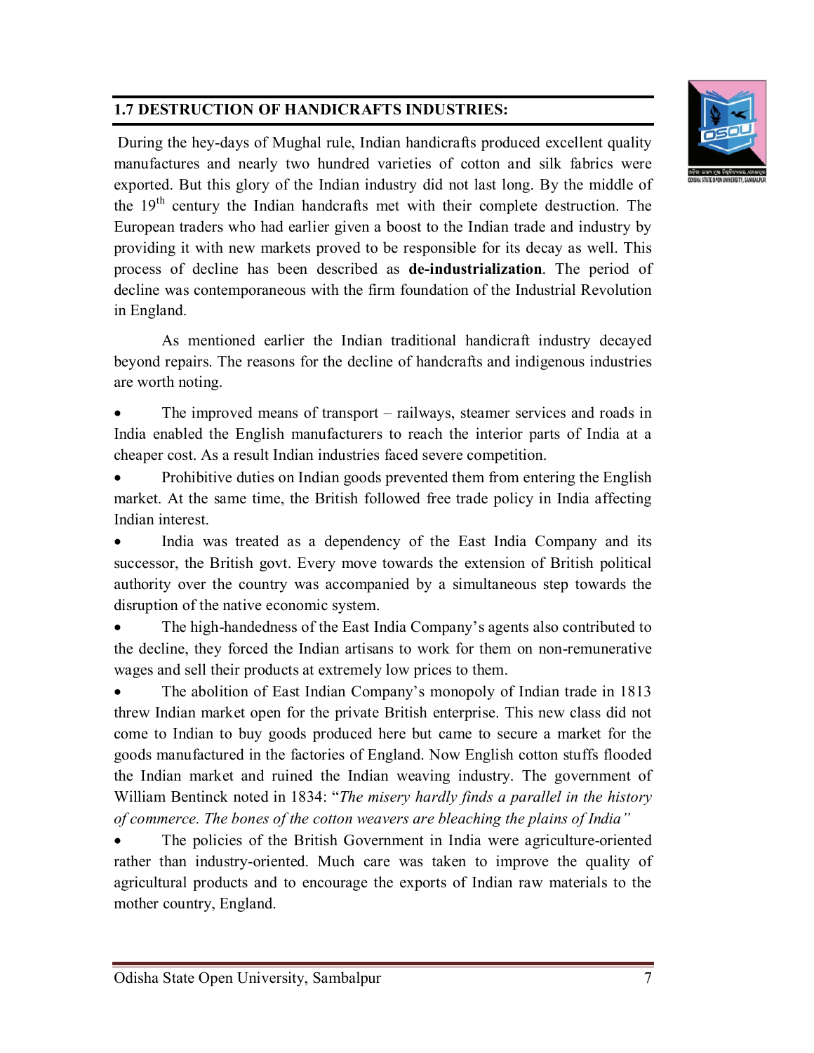## 1.7 DESTRUCTION OF HANDICRAFTS INDUSTRIES:

During the hey-days of Mughal rule, Indian handicrafts produced excellent quality manufactures and nearly two hundred varieties of cotton and silk fabrics were exported. But this glory of the Indian industry did not last long. By the middle of the 19th century the Indian handcrafts met with their complete destruction. The European traders who had earlier given a boost to the Indian trade and industry by providing it with new markets proved to be responsible for its decay as well. This process of decline has been described as **de-industrialization**. The period of decline was contemporaneous with the firm foundation of the Industrial Revolution in England.

As mentioned earlier the Indian traditional handicraft industry decayed beyond repairs. The reasons for the decline of handcrafts and indigenous industries are worth noting.

- The improved means of transport – railways, steamer services and roads in India enabled the English manufacturers to reach the interior parts of India at a cheaper cost. As a result Indian industries faced severe competition.
- Prohibitive duties on Indian goods prevented them from entering the English market. At the same time, the British followed free trade policy in India affecting Indian interest.
- India was treated as a dependency of the East India Company and its successor, the British govt. Every move towards the extension of British political authority over the country was accompanied by a simultaneous step towards the disruption of the native economic system.
- The high-handedness of the East India Company's agents also contributed to the decline, they forced the Indian artisans to work for them on non-remunerative wages and sell their products at extremely low prices to them.
- The abolition of East Indian Company's monopoly of Indian trade in 1813 threw Indian market open for the private British enterprise. This new class did not come to Indian to buy goods produced here but came to secure a market for the goods manufactured in the factories of England. Now English cotton stuffs flooded the Indian market and ruined the Indian weaving industry. The government of William Bentinck noted in 1834: "*The misery hardly finds a parallel in the history of commerce. The bones of the cotton weavers are bleaching the plains of India*"
- The policies of the British Government in India were agriculture-oriented rather than industry-oriented. Much care was taken to improve the quality of agricultural products and to encourage the exports of Indian raw materials to the mother country, England.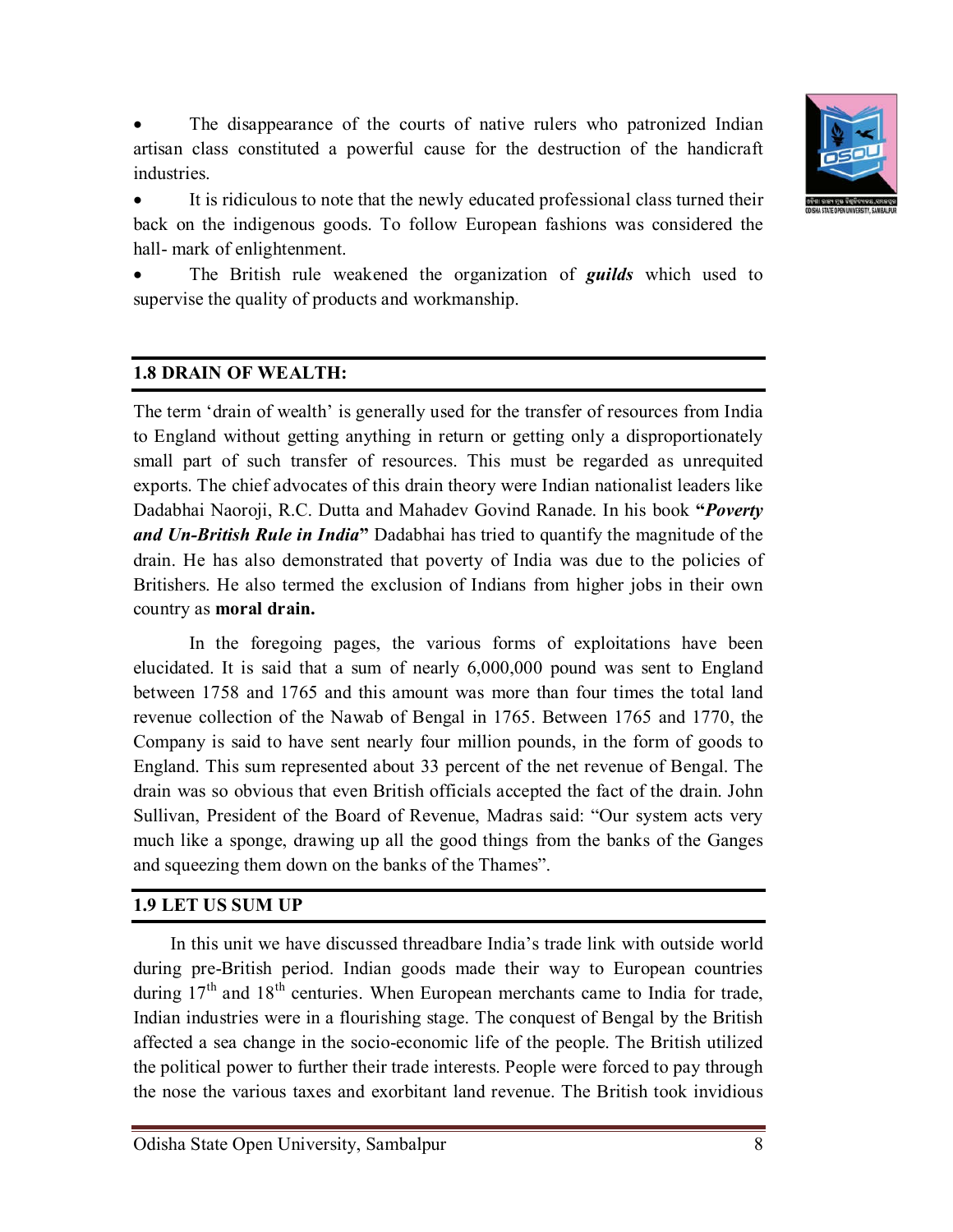- The disappearance of the courts of native rulers who patronized Indian artisan class constituted a powerful cause for the destruction of the handicraft industries.
- It is ridiculous to note that the newly educated professional class turned their back on the indigenous goods. To follow European fashions was considered the hall- mark of enlightenment.
- The British rule weakened the organization of ***guilds*** which used to supervise the quality of products and workmanship.

## 1.8 DRAIN OF WEALTH:

The term 'drain of wealth' is generally used for the transfer of resources from India to England without getting anything in return or getting only a disproportionately small part of such transfer of resources. This must be regarded as unrequited exports. The chief advocates of this drain theory were Indian nationalist leaders like Dadabhai Naoroji, R.C. Dutta and Mahadev Govind Ranade. In his book **"*Poverty and Un-British Rule in India*"** Dadabhai has tried to quantify the magnitude of the drain. He has also demonstrated that poverty of India was due to the policies of Britishers. He also termed the exclusion of Indians from higher jobs in their own country as **moral drain.**

In the foregoing pages, the various forms of exploitations have been elucidated. It is said that a sum of nearly 6,000,000 pound was sent to England between 1758 and 1765 and this amount was more than four times the total land revenue collection of the Nawab of Bengal in 1765. Between 1765 and 1770, the Company is said to have sent nearly four million pounds, in the form of goods to England. This sum represented about 33 percent of the net revenue of Bengal. The drain was so obvious that even British officials accepted the fact of the drain. John Sullivan, President of the Board of Revenue, Madras said: "Our system acts very much like a sponge, drawing up all the good things from the banks of the Ganges and squeezing them down on the banks of the Thames".

## 1.9 LET US SUM UP

In this unit we have discussed threadbare India's trade link with outside world during pre-British period. Indian goods made their way to European countries during 17th and 18th centuries. When European merchants came to India for trade, Indian industries were in a flourishing stage. The conquest of Bengal by the British affected a sea change in the socio-economic life of the people. The British utilized the political power to further their trade interests. People were forced to pay through the nose the various taxes and exorbitant land revenue. The British took invidious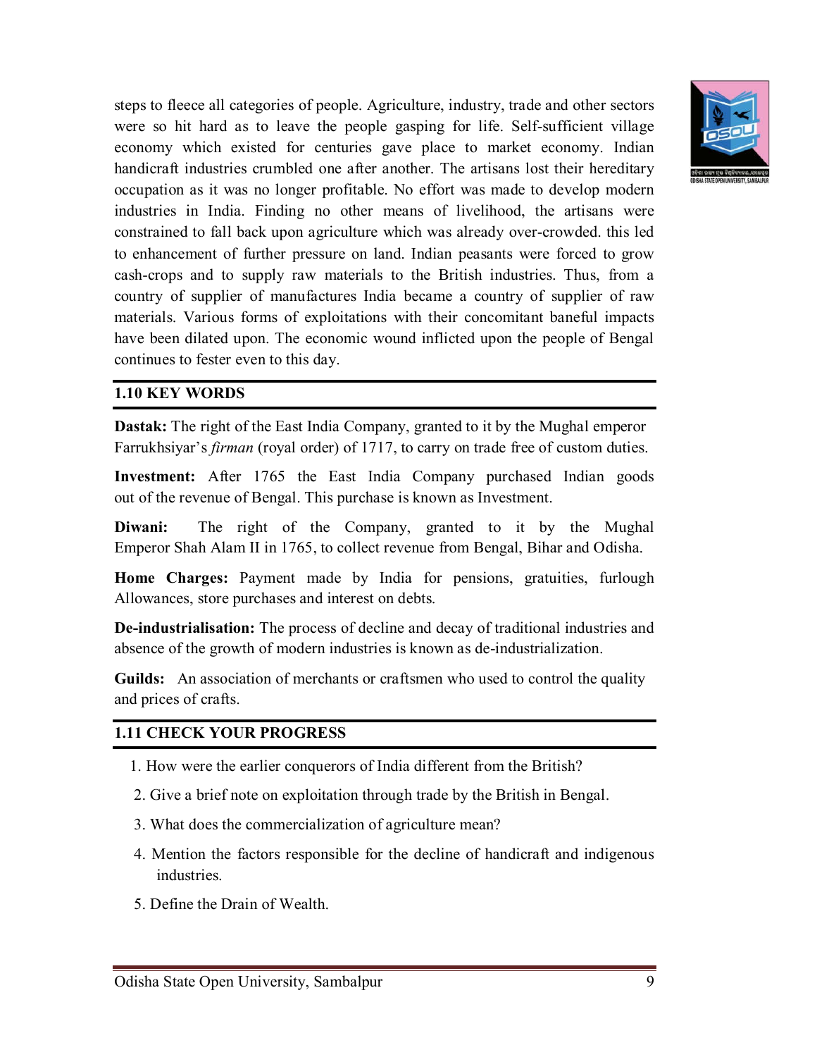steps to fleece all categories of people. Agriculture, industry, trade and other sectors were so hit hard as to leave the people gasping for life. Self-sufficient village economy which existed for centuries gave place to market economy. Indian handicraft industries crumbled one after another. The artisans lost their hereditary occupation as it was no longer profitable. No effort was made to develop modern industries in India. Finding no other means of livelihood, the artisans were constrained to fall back upon agriculture which was already over-crowded. this led to enhancement of further pressure on land. Indian peasants were forced to grow cash-crops and to supply raw materials to the British industries. Thus, from a country of supplier of manufactures India became a country of supplier of raw materials. Various forms of exploitations with their concomitant baneful impacts have been dilated upon. The economic wound inflicted upon the people of Bengal continues to fester even to this day.

## 1.10 KEY WORDS

**Dastak:** The right of the East India Company, granted to it by the Mughal emperor Farrukhsiyar's *firman* (royal order) of 1717, to carry on trade free of custom duties.

**Investment:** After 1765 the East India Company purchased Indian goods out of the revenue of Bengal. This purchase is known as Investment.

**Diwani:** The right of the Company, granted to it by the Mughal Emperor Shah Alam II in 1765, to collect revenue from Bengal, Bihar and Odisha.

**Home Charges:** Payment made by India for pensions, gratuities, furlough Allowances, store purchases and interest on debts.

**De-industrialisation:** The process of decline and decay of traditional industries and absence of the growth of modern industries is known as de-industrialization.

**Guilds:** An association of merchants or craftsmen who used to control the quality and prices of crafts.

## 1.11 CHECK YOUR PROGRESS

1. How were the earlier conquerors of India different from the British?
2. Give a brief note on exploitation through trade by the British in Bengal.
3. What does the commercialization of agriculture mean?
4. Mention the factors responsible for the decline of handicraft and indigenous industries.
5. Define the Drain of Wealth.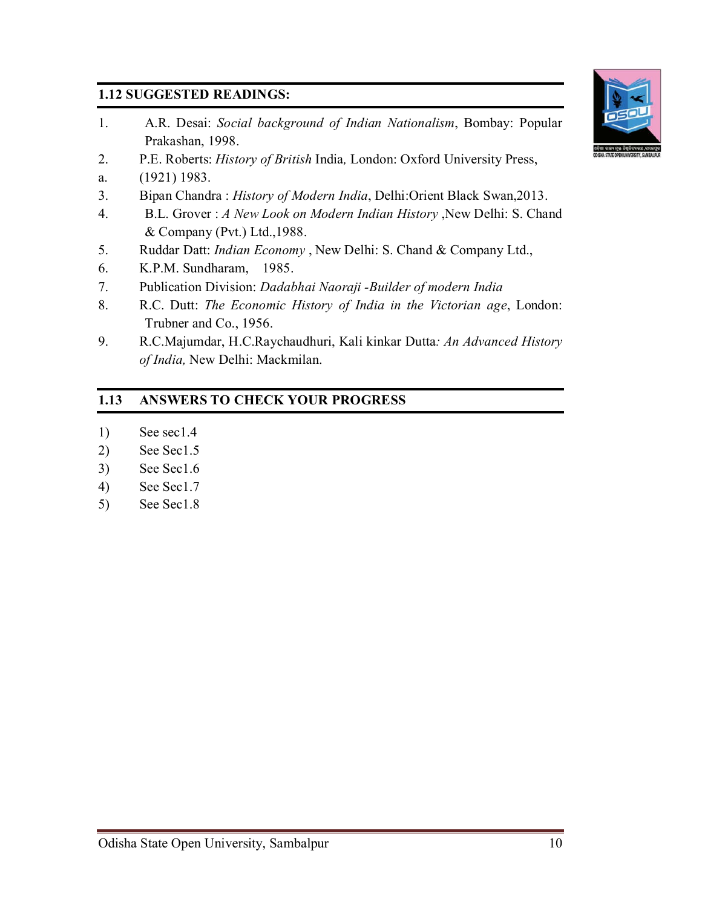## 1.12 SUGGESTED READINGS:

1. A.R. Desai: *Social background of Indian Nationalism*, Bombay: Popular Prakashan, 1998.
2. P.E. Roberts: *History of British* India*,* London: Oxford University Press,
   a. (1921) 1983.
3. Bipan Chandra : *History of Modern India*, Delhi:Orient Black Swan,2013.
4. B.L. Grover : *A New Look on Modern Indian History* ,New Delhi: S. Chand & Company (Pvt.) Ltd.,1988.
5. Ruddar Datt: *Indian Economy* , New Delhi: S. Chand & Company Ltd.,
6. K.P.M. Sundharam, 1985.
7. Publication Division: *Dadabhai Naoraji -Builder of modern India*
8. R.C. Dutt: *The Economic History of India in the Victorian age*, London: Trubner and Co., 1956.
9. R.C.Majumdar, H.C.Raychaudhuri, Kali kinkar Dutta*: An Advanced History of India,* New Delhi: Mackmilan.

## 1.13 ANSWERS TO CHECK YOUR PROGRESS

1) See sec1.4
2) See Sec1.5
3) See Sec1.6
4) See Sec1.7
5) See Sec1.8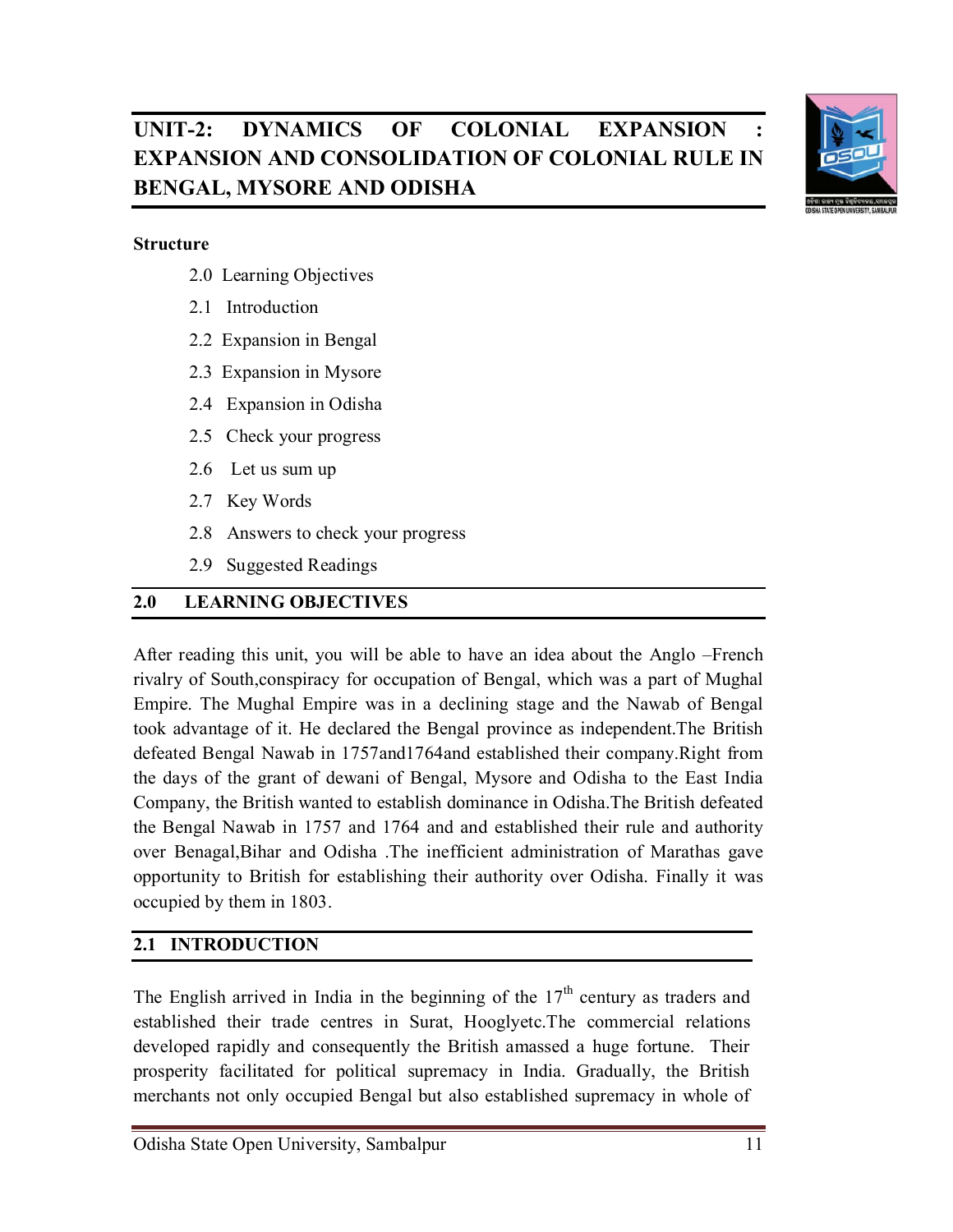# UNIT-2: DYNAMICS OF COLONIAL EXPANSION : EXPANSION AND CONSOLIDATION OF COLONIAL RULE IN BENGAL, MYSORE AND ODISHA

**Structure**

- 2.0 Learning Objectives
- 2.1 Introduction
- 2.2 Expansion in Bengal
- 2.3 Expansion in Mysore
- 2.4 Expansion in Odisha
- 2.5 Check your progress
- 2.6 Let us sum up
- 2.7 Key Words
- 2.8 Answers to check your progress
- 2.9 Suggested Readings

## 2.0 LEARNING OBJECTIVES

After reading this unit, you will be able to have an idea about the Anglo –French rivalry of South,conspiracy for occupation of Bengal, which was a part of Mughal Empire. The Mughal Empire was in a declining stage and the Nawab of Bengal took advantage of it. He declared the Bengal province as independent.The British defeated Bengal Nawab in 1757and1764and established their company.Right from the days of the grant of dewani of Bengal, Mysore and Odisha to the East India Company, the British wanted to establish dominance in Odisha.The British defeated the Bengal Nawab in 1757 and 1764 and and established their rule and authority over Benagal,Bihar and Odisha .The inefficient administration of Marathas gave opportunity to British for establishing their authority over Odisha. Finally it was occupied by them in 1803.

## 2.1 INTRODUCTION

The English arrived in India in the beginning of the 17th century as traders and established their trade centres in Surat, Hooglyetc.The commercial relations developed rapidly and consequently the British amassed a huge fortune. Their prosperity facilitated for political supremacy in India. Gradually, the British merchants not only occupied Bengal but also established supremacy in whole of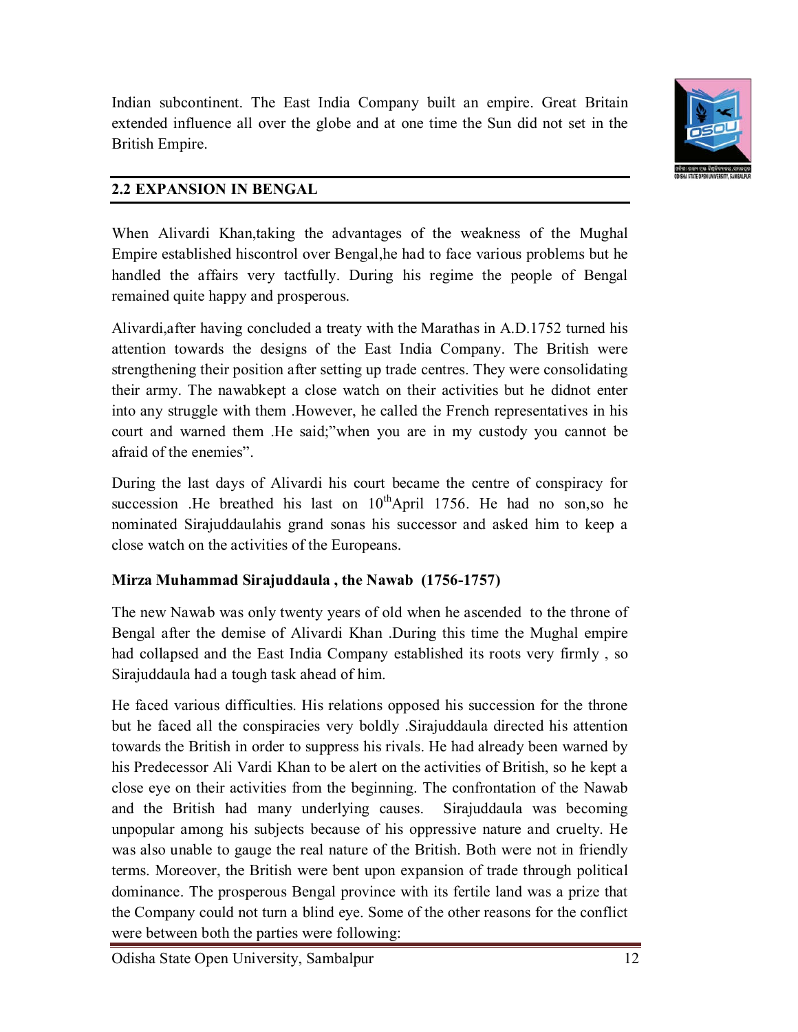Indian subcontinent. The East India Company built an empire. Great Britain extended influence all over the globe and at one time the Sun did not set in the British Empire.

## 2.2 EXPANSION IN BENGAL

When Alivardi Khan,taking the advantages of the weakness of the Mughal Empire established hiscontrol over Bengal,he had to face various problems but he handled the affairs very tactfully. During his regime the people of Bengal remained quite happy and prosperous.

Alivardi,after having concluded a treaty with the Marathas in A.D.1752 turned his attention towards the designs of the East India Company. The British were strengthening their position after setting up trade centres. They were consolidating their army. The nawabkept a close watch on their activities but he didnot enter into any struggle with them .However, he called the French representatives in his court and warned them .He said;"when you are in my custody you cannot be afraid of the enemies".

During the last days of Alivardi his court became the centre of conspiracy for succession .He breathed his last on 10th April 1756. He had no son,so he nominated Sirajuddaulahis grand sonas his successor and asked him to keep a close watch on the activities of the Europeans.

**Mirza Muhammad Sirajuddaula , the Nawab (1756-1757)**

The new Nawab was only twenty years of old when he ascended to the throne of Bengal after the demise of Alivardi Khan .During this time the Mughal empire had collapsed and the East India Company established its roots very firmly , so Sirajuddaula had a tough task ahead of him.

He faced various difficulties. His relations opposed his succession for the throne but he faced all the conspiracies very boldly .Sirajuddaula directed his attention towards the British in order to suppress his rivals. He had already been warned by his Predecessor Ali Vardi Khan to be alert on the activities of British, so he kept a close eye on their activities from the beginning. The confrontation of the Nawab and the British had many underlying causes. Sirajuddaula was becoming unpopular among his subjects because of his oppressive nature and cruelty. He was also unable to gauge the real nature of the British. Both were not in friendly terms. Moreover, the British were bent upon expansion of trade through political dominance. The prosperous Bengal province with its fertile land was a prize that the Company could not turn a blind eye. Some of the other reasons for the conflict were between both the parties were following: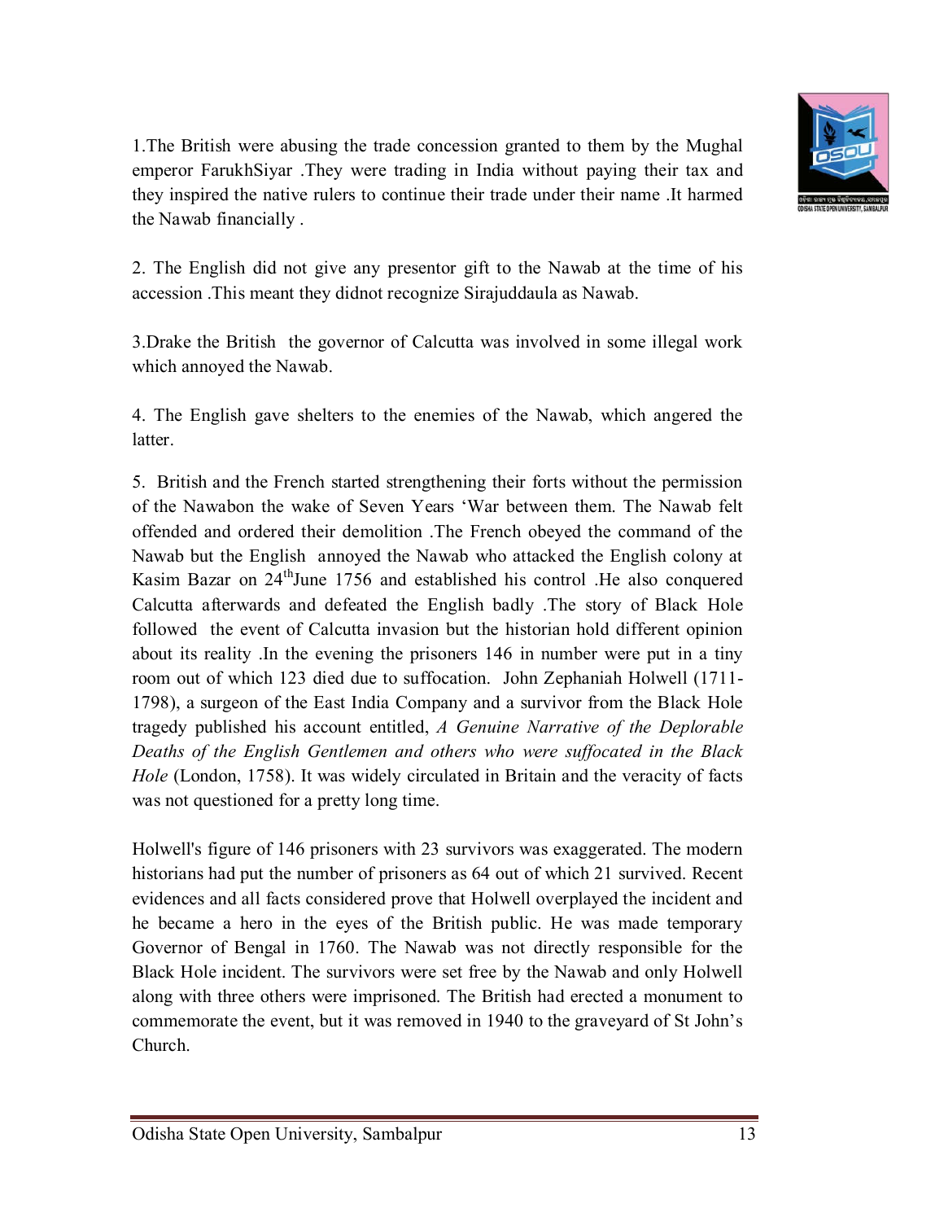1.The British were abusing the trade concession granted to them by the Mughal emperor FarukhSiyar .They were trading in India without paying their tax and they inspired the native rulers to continue their trade under their name .It harmed the Nawab financially .

2. The English did not give any presentor gift to the Nawab at the time of his accession .This meant they didnot recognize Sirajuddaula as Nawab.

3.Drake the British the governor of Calcutta was involved in some illegal work which annoyed the Nawab.

4. The English gave shelters to the enemies of the Nawab, which angered the latter.

5. British and the French started strengthening their forts without the permission of the Nawabon the wake of Seven Years 'War between them. The Nawab felt offended and ordered their demolition .The French obeyed the command of the Nawab but the English annoyed the Nawab who attacked the English colony at Kasim Bazar on 24th June 1756 and established his control .He also conquered Calcutta afterwards and defeated the English badly .The story of Black Hole followed the event of Calcutta invasion but the historian hold different opinion about its reality .In the evening the prisoners 146 in number were put in a tiny room out of which 123 died due to suffocation. John Zephaniah Holwell (1711-1798), a surgeon of the East India Company and a survivor from the Black Hole tragedy published his account entitled, *A Genuine Narrative of the Deplorable Deaths of the English Gentlemen and others who were suffocated in the Black Hole* (London, 1758). It was widely circulated in Britain and the veracity of facts was not questioned for a pretty long time.

Holwell's figure of 146 prisoners with 23 survivors was exaggerated. The modern historians had put the number of prisoners as 64 out of which 21 survived. Recent evidences and all facts considered prove that Holwell overplayed the incident and he became a hero in the eyes of the British public. He was made temporary Governor of Bengal in 1760. The Nawab was not directly responsible for the Black Hole incident. The survivors were set free by the Nawab and only Holwell along with three others were imprisoned. The British had erected a monument to commemorate the event, but it was removed in 1940 to the graveyard of St John's Church.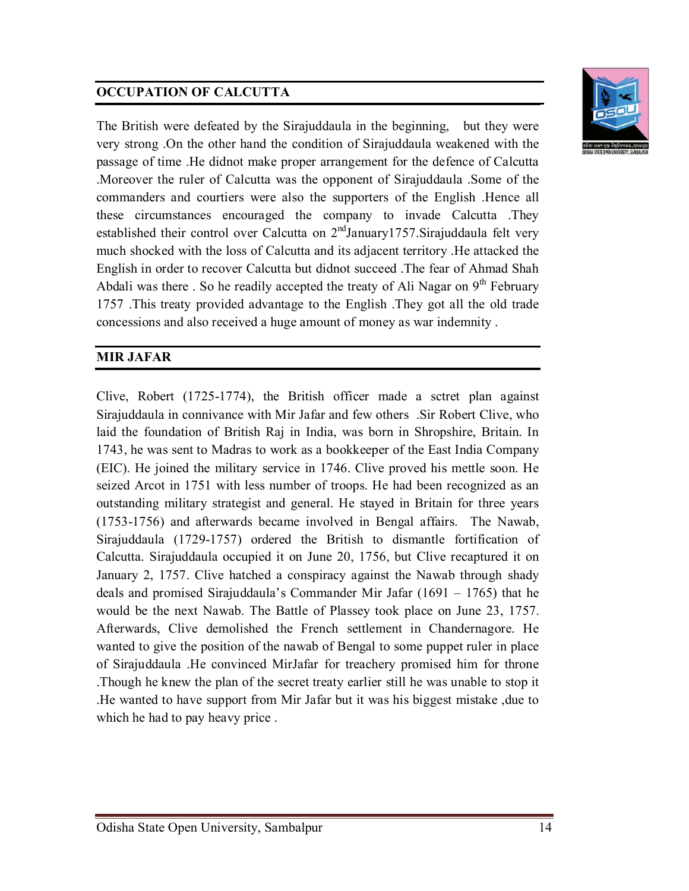## OCCUPATION OF CALCUTTA

The British were defeated by the Sirajuddaula in the beginning, but they were very strong .On the other hand the condition of Sirajuddaula weakened with the passage of time .He didnot make proper arrangement for the defence of Calcutta .Moreover the ruler of Calcutta was the opponent of Sirajuddaula .Some of the commanders and courtiers were also the supporters of the English .Hence all these circumstances encouraged the company to invade Calcutta .They established their control over Calcutta on 2nd January1757.Sirajuddaula felt very much shocked with the loss of Calcutta and its adjacent territory .He attacked the English in order to recover Calcutta but didnot succeed .The fear of Ahmad Shah Abdali was there . So he readily accepted the treaty of Ali Nagar on 9th February 1757 .This treaty provided advantage to the English .They got all the old trade concessions and also received a huge amount of money as war indemnity .

## MIR JAFAR

Clive, Robert (1725-1774), the British officer made a sctret plan against Sirajuddaula in connivance with Mir Jafar and few others .Sir Robert Clive, who laid the foundation of British Raj in India, was born in Shropshire, Britain. In 1743, he was sent to Madras to work as a bookkeeper of the East India Company (EIC). He joined the military service in 1746. Clive proved his mettle soon. He seized Arcot in 1751 with less number of troops. He had been recognized as an outstanding military strategist and general. He stayed in Britain for three years (1753-1756) and afterwards became involved in Bengal affairs. The Nawab, Sirajuddaula (1729-1757) ordered the British to dismantle fortification of Calcutta. Sirajuddaula occupied it on June 20, 1756, but Clive recaptured it on January 2, 1757. Clive hatched a conspiracy against the Nawab through shady deals and promised Sirajuddaula's Commander Mir Jafar (1691 – 1765) that he would be the next Nawab. The Battle of Plassey took place on June 23, 1757. Afterwards, Clive demolished the French settlement in Chandernagore. He wanted to give the position of the nawab of Bengal to some puppet ruler in place of Sirajuddaula .He convinced MirJafar for treachery promised him for throne .Though he knew the plan of the secret treaty earlier still he was unable to stop it .He wanted to have support from Mir Jafar but it was his biggest mistake ,due to which he had to pay heavy price .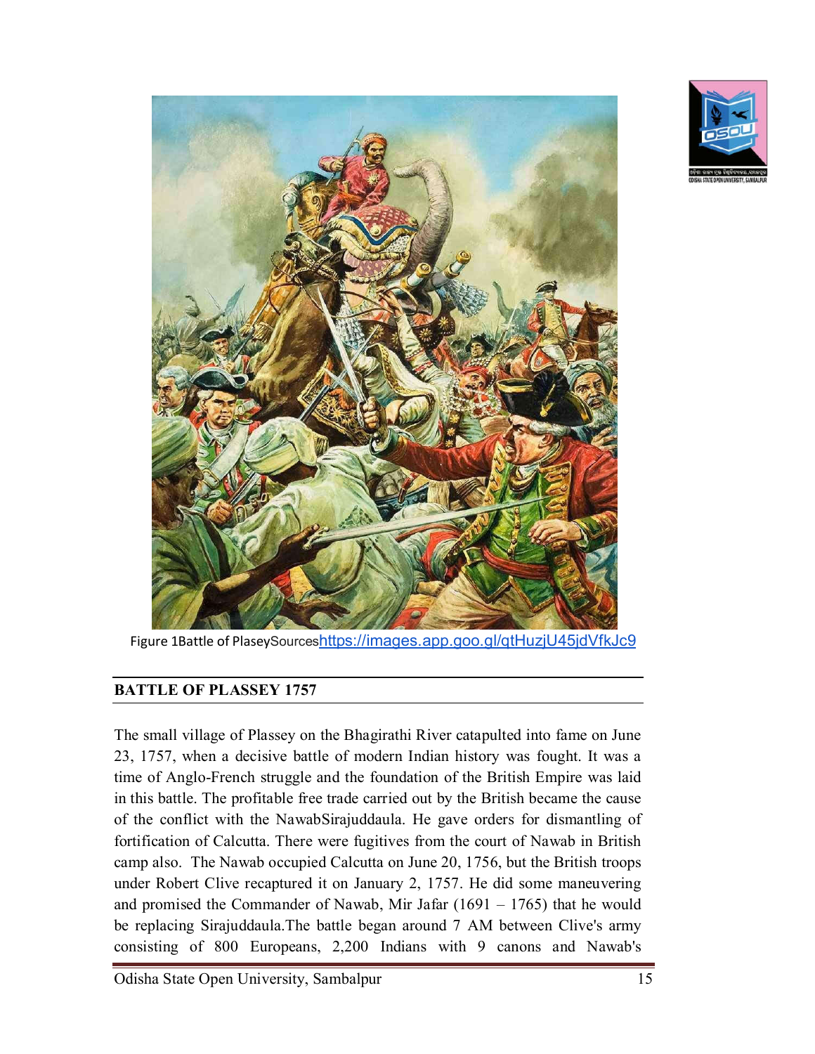Figure 1Battle of PlaseySourceshttps://images.app.goo.gl/qtHuzjU45jdVfkJc9

## BATTLE OF PLASSEY 1757

The small village of Plassey on the Bhagirathi River catapulted into fame on June 23, 1757, when a decisive battle of modern Indian history was fought. It was a time of Anglo-French struggle and the foundation of the British Empire was laid in this battle. The profitable free trade carried out by the British became the cause of the conflict with the NawabSirajuddaula. He gave orders for dismantling of fortification of Calcutta. There were fugitives from the court of Nawab in British camp also. The Nawab occupied Calcutta on June 20, 1756, but the British troops under Robert Clive recaptured it on January 2, 1757. He did some maneuvering and promised the Commander of Nawab, Mir Jafar (1691 – 1765) that he would be replacing Sirajuddaula.The battle began around 7 AM between Clive's army consisting of 800 Europeans, 2,200 Indians with 9 canons and Nawab's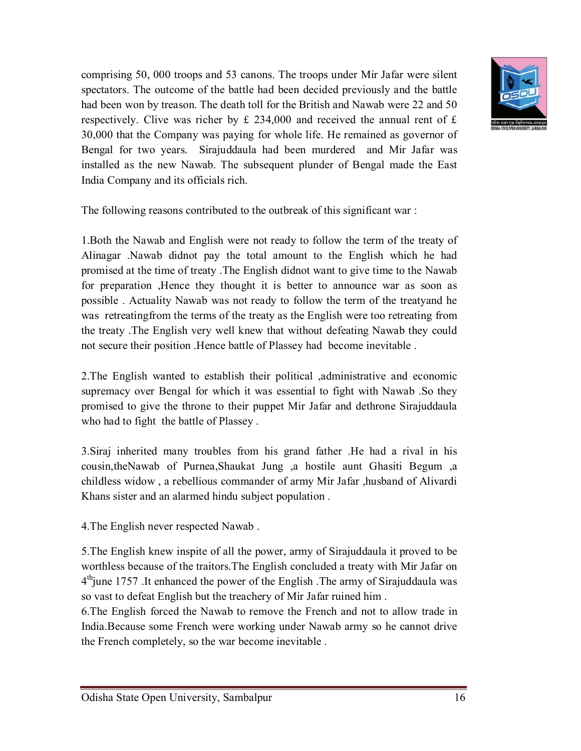comprising 50, 000 troops and 53 canons. The troops under Mir Jafar were silent spectators. The outcome of the battle had been decided previously and the battle had been won by treason. The death toll for the British and Nawab were 22 and 50 respectively. Clive was richer by £ 234,000 and received the annual rent of £ 30,000 that the Company was paying for whole life. He remained as governor of Bengal for two years. Sirajuddaula had been murdered and Mir Jafar was installed as the new Nawab. The subsequent plunder of Bengal made the East India Company and its officials rich.

The following reasons contributed to the outbreak of this significant war :

1.Both the Nawab and English were not ready to follow the term of the treaty of Alinagar .Nawab didnot pay the total amount to the English which he had promised at the time of treaty .The English didnot want to give time to the Nawab for preparation ,Hence they thought it is better to announce war as soon as possible . Actuality Nawab was not ready to follow the term of the treatyand he was retreatingfrom the terms of the treaty as the English were too retreating from the treaty .The English very well knew that without defeating Nawab they could not secure their position .Hence battle of Plassey had become inevitable .

2.The English wanted to establish their political ,administrative and economic supremacy over Bengal for which it was essential to fight with Nawab .So they promised to give the throne to their puppet Mir Jafar and dethrone Sirajuddaula who had to fight the battle of Plassey .

3.Siraj inherited many troubles from his grand father .He had a rival in his cousin,theNawab of Purnea,Shaukat Jung ,a hostile aunt Ghasiti Begum ,a childless widow , a rebellious commander of army Mir Jafar ,husband of Alivardi Khans sister and an alarmed hindu subject population .

4.The English never respected Nawab .

5.The English knew inspite of all the power, army of Sirajuddaula it proved to be worthless because of the traitors.The English concluded a treaty with Mir Jafar on 4th june 1757 .It enhanced the power of the English .The army of Sirajuddaula was so vast to defeat English but the treachery of Mir Jafar ruined him .

6.The English forced the Nawab to remove the French and not to allow trade in India.Because some French were working under Nawab army so he cannot drive the French completely, so the war become inevitable .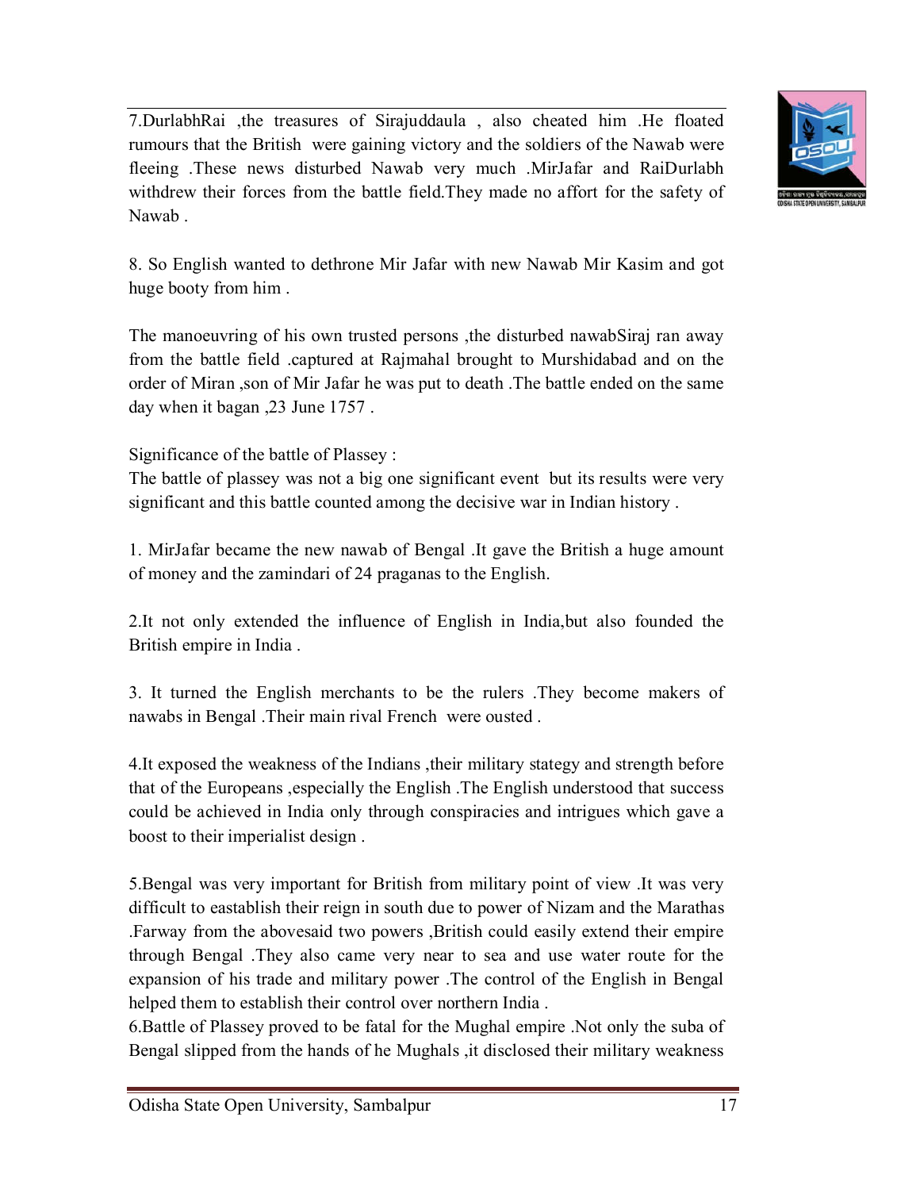7.DurlabhRai ,the treasures of Sirajuddaula , also cheated him .He floated rumours that the British were gaining victory and the soldiers of the Nawab were fleeing .These news disturbed Nawab very much .MirJafar and RaiDurlabh withdrew their forces from the battle field.They made no affort for the safety of Nawab .

8. So English wanted to dethrone Mir Jafar with new Nawab Mir Kasim and got huge booty from him .

The manoeuvring of his own trusted persons ,the disturbed nawabSiraj ran away from the battle field .captured at Rajmahal brought to Murshidabad and on the order of Miran ,son of Mir Jafar he was put to death .The battle ended on the same day when it bagan ,23 June 1757 .

Significance of the battle of Plassey :

The battle of plassey was not a big one significant event but its results were very significant and this battle counted among the decisive war in Indian history .

1. MirJafar became the new nawab of Bengal .It gave the British a huge amount of money and the zamindari of 24 praganas to the English.

2.It not only extended the influence of English in India,but also founded the British empire in India .

3. It turned the English merchants to be the rulers .They become makers of nawabs in Bengal .Their main rival French were ousted .

4.It exposed the weakness of the Indians ,their military stategy and strength before that of the Europeans ,especially the English .The English understood that success could be achieved in India only through conspiracies and intrigues which gave a boost to their imperialist design .

5.Bengal was very important for British from military point of view .It was very difficult to eastablish their reign in south due to power of Nizam and the Marathas .Farway from the abovesaid two powers ,British could easily extend their empire through Bengal .They also came very near to sea and use water route for the expansion of his trade and military power .The control of the English in Bengal helped them to establish their control over northern India .

6.Battle of Plassey proved to be fatal for the Mughal empire .Not only the suba of Bengal slipped from the hands of he Mughals ,it disclosed their military weakness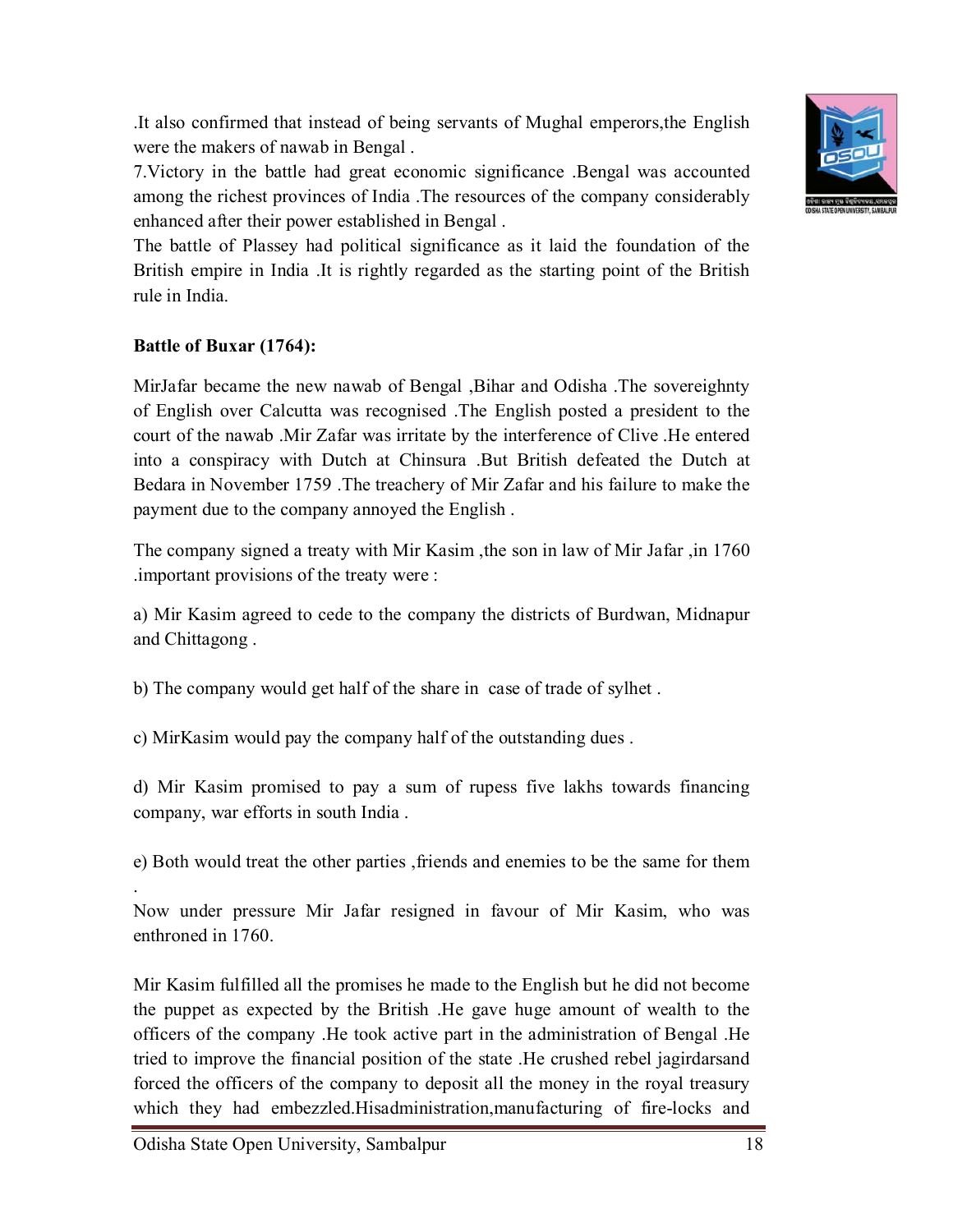.It also confirmed that instead of being servants of Mughal emperors,the English were the makers of nawab in Bengal .

7.Victory in the battle had great economic significance .Bengal was accounted among the richest provinces of India .The resources of the company considerably enhanced after their power established in Bengal .

The battle of Plassey had political significance as it laid the foundation of the British empire in India .It is rightly regarded as the starting point of the British rule in India.

**Battle of Buxar (1764):**

MirJafar became the new nawab of Bengal ,Bihar and Odisha .The sovereighnty of English over Calcutta was recognised .The English posted a president to the court of the nawab .Mir Zafar was irritate by the interference of Clive .He entered into a conspiracy with Dutch at Chinsura .But British defeated the Dutch at Bedara in November 1759 .The treachery of Mir Zafar and his failure to make the payment due to the company annoyed the English .

The company signed a treaty with Mir Kasim ,the son in law of Mir Jafar ,in 1760 .important provisions of the treaty were :

a) Mir Kasim agreed to cede to the company the districts of Burdwan, Midnapur and Chittagong .

b) The company would get half of the share in case of trade of sylhet .

c) MirKasim would pay the company half of the outstanding dues .

d) Mir Kasim promised to pay a sum of rupess five lakhs towards financing company, war efforts in south India .

e) Both would treat the other parties ,friends and enemies to be the same for them .

Now under pressure Mir Jafar resigned in favour of Mir Kasim, who was enthroned in 1760.

Mir Kasim fulfilled all the promises he made to the English but he did not become the puppet as expected by the British .He gave huge amount of wealth to the officers of the company .He took active part in the administration of Bengal .He tried to improve the financial position of the state .He crushed rebel jagirdarsand forced the officers of the company to deposit all the money in the royal treasury which they had embezzled.Hisadministration,manufacturing of fire-locks and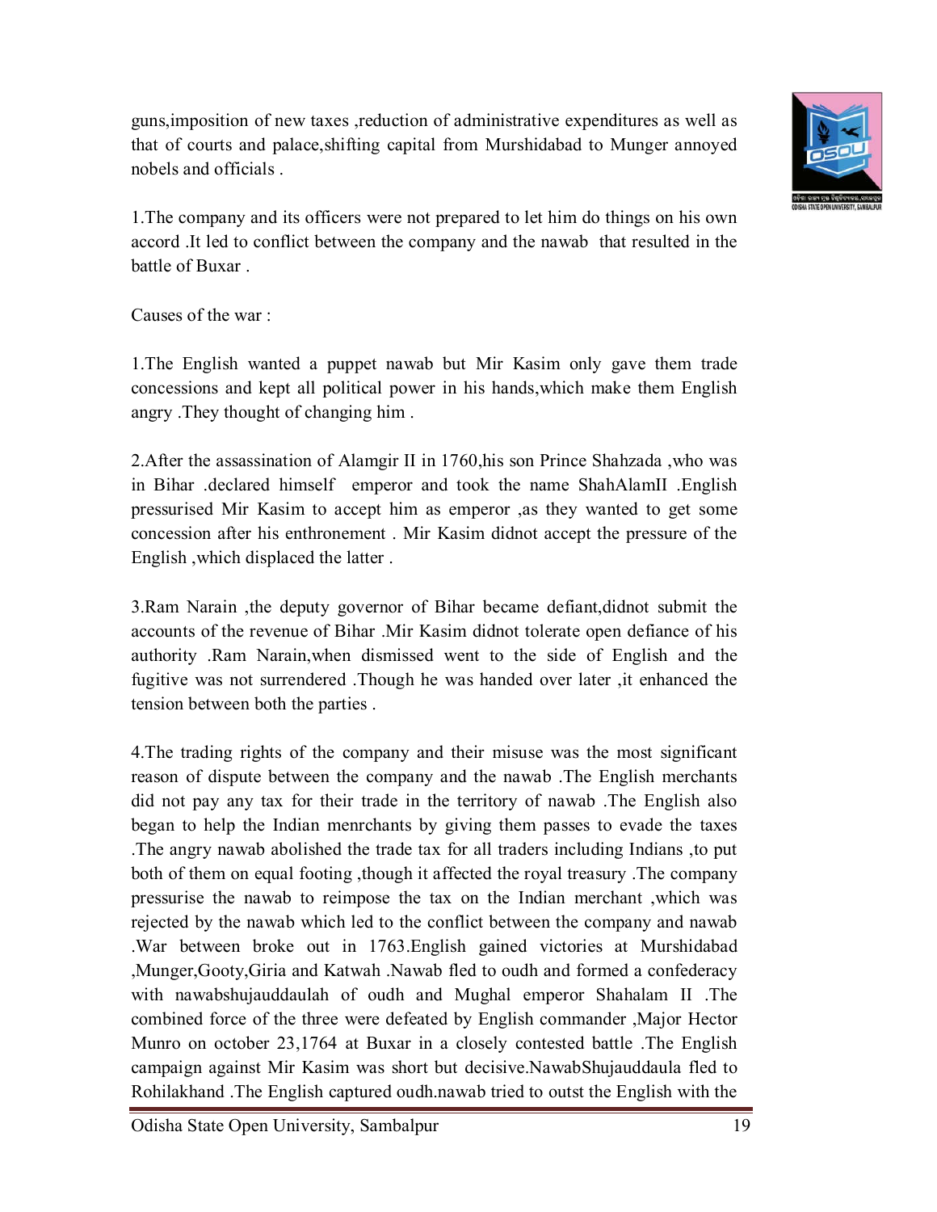guns,imposition of new taxes ,reduction of administrative expenditures as well as that of courts and palace,shifting capital from Murshidabad to Munger annoyed nobels and officials .

1.The company and its officers were not prepared to let him do things on his own accord .It led to conflict between the company and the nawab that resulted in the battle of Buxar .

Causes of the war :

1.The English wanted a puppet nawab but Mir Kasim only gave them trade concessions and kept all political power in his hands,which make them English angry .They thought of changing him .

2.After the assassination of Alamgir II in 1760,his son Prince Shahzada ,who was in Bihar .declared himself emperor and took the name ShahAlamII .English pressurised Mir Kasim to accept him as emperor ,as they wanted to get some concession after his enthronement . Mir Kasim didnot accept the pressure of the English ,which displaced the latter .

3.Ram Narain ,the deputy governor of Bihar became defiant,didnot submit the accounts of the revenue of Bihar .Mir Kasim didnot tolerate open defiance of his authority .Ram Narain,when dismissed went to the side of English and the fugitive was not surrendered .Though he was handed over later ,it enhanced the tension between both the parties .

4.The trading rights of the company and their misuse was the most significant reason of dispute between the company and the nawab .The English merchants did not pay any tax for their trade in the territory of nawab .The English also began to help the Indian menrchants by giving them passes to evade the taxes .The angry nawab abolished the trade tax for all traders including Indians ,to put both of them on equal footing ,though it affected the royal treasury .The company pressurise the nawab to reimpose the tax on the Indian merchant ,which was rejected by the nawab which led to the conflict between the company and nawab .War between broke out in 1763.English gained victories at Murshidabad ,Munger,Gooty,Giria and Katwah .Nawab fled to oudh and formed a confederacy with nawabshujauddaulah of oudh and Mughal emperor Shahalam II .The combined force of the three were defeated by English commander ,Major Hector Munro on october 23,1764 at Buxar in a closely contested battle .The English campaign against Mir Kasim was short but decisive.NawabShujauddaula fled to Rohilakhand .The English captured oudh.nawab tried to outst the English with the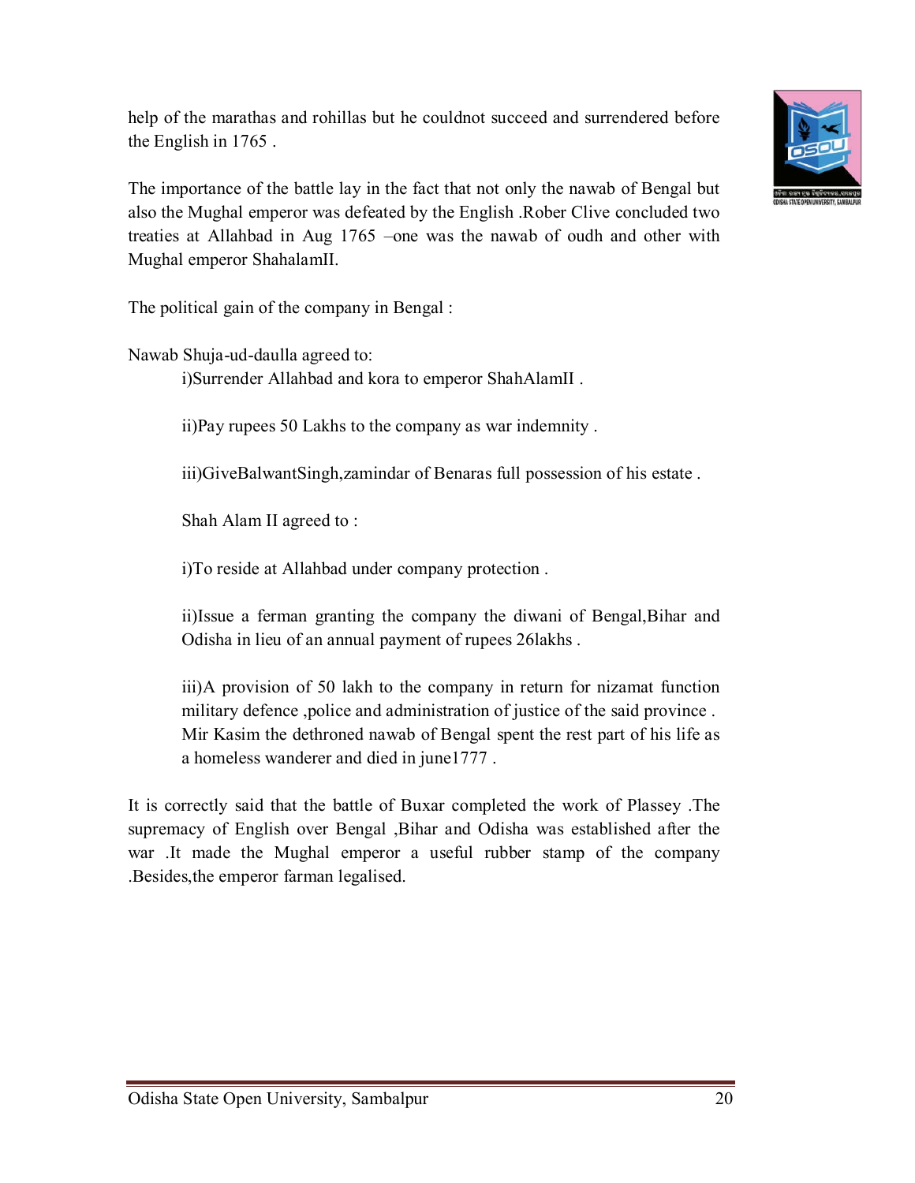help of the marathas and rohillas but he couldnot succeed and surrendered before the English in 1765 .

The importance of the battle lay in the fact that not only the nawab of Bengal but also the Mughal emperor was defeated by the English .Rober Clive concluded two treaties at Allahbad in Aug 1765 –one was the nawab of oudh and other with Mughal emperor ShahalamII.

The political gain of the company in Bengal :

Nawab Shuja-ud-daulla agreed to:

i)Surrender Allahbad and kora to emperor ShahAlamII .

ii)Pay rupees 50 Lakhs to the company as war indemnity .

iii)GiveBalwantSingh,zamindar of Benaras full possession of his estate .

Shah Alam II agreed to :

i)To reside at Allahbad under company protection .

ii)Issue a ferman granting the company the diwani of Bengal,Bihar and Odisha in lieu of an annual payment of rupees 26lakhs .

iii)A provision of 50 lakh to the company in return for nizamat function military defence ,police and administration of justice of the said province . Mir Kasim the dethroned nawab of Bengal spent the rest part of his life as a homeless wanderer and died in june1777 .

It is correctly said that the battle of Buxar completed the work of Plassey .The supremacy of English over Bengal ,Bihar and Odisha was established after the war .It made the Mughal emperor a useful rubber stamp of the company .Besides,the emperor farman legalised.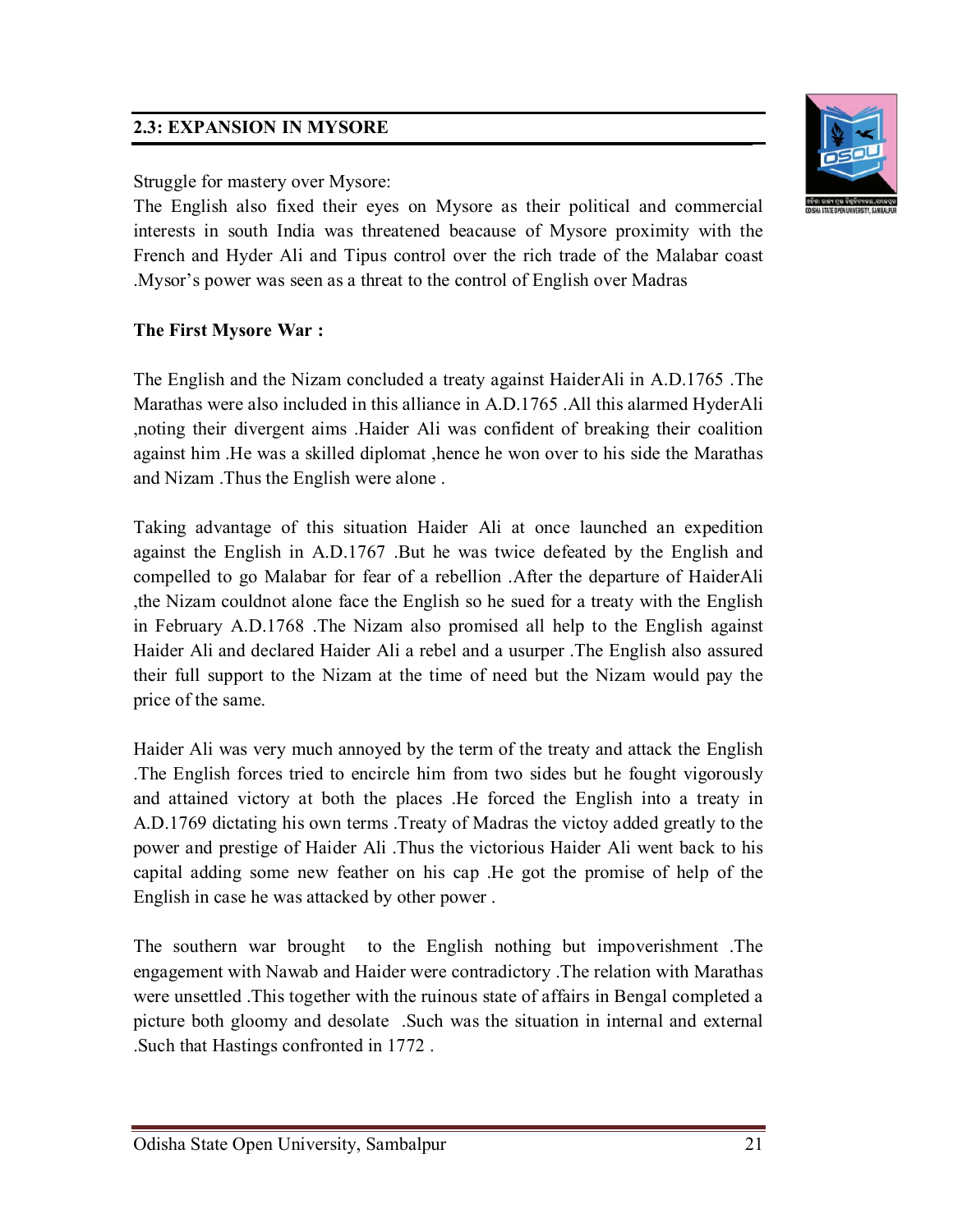## 2.3: EXPANSION IN MYSORE

Struggle for mastery over Mysore:
The English also fixed their eyes on Mysore as their political and commercial interests in south India was threatened beacause of Mysore proximity with the French and Hyder Ali and Tipus control over the rich trade of the Malabar coast .Mysor's power was seen as a threat to the control of English over Madras

**The First Mysore War :**

The English and the Nizam concluded a treaty against HaiderAli in A.D.1765 .The Marathas were also included in this alliance in A.D.1765 .All this alarmed HyderAli ,noting their divergent aims .Haider Ali was confident of breaking their coalition against him .He was a skilled diplomat ,hence he won over to his side the Marathas and Nizam .Thus the English were alone .

Taking advantage of this situation Haider Ali at once launched an expedition against the English in A.D.1767 .But he was twice defeated by the English and compelled to go Malabar for fear of a rebellion .After the departure of HaiderAli ,the Nizam couldnot alone face the English so he sued for a treaty with the English in February A.D.1768 .The Nizam also promised all help to the English against Haider Ali and declared Haider Ali a rebel and a usurper .The English also assured their full support to the Nizam at the time of need but the Nizam would pay the price of the same.

Haider Ali was very much annoyed by the term of the treaty and attack the English .The English forces tried to encircle him from two sides but he fought vigorously and attained victory at both the places .He forced the English into a treaty in A.D.1769 dictating his own terms .Treaty of Madras the victoy added greatly to the power and prestige of Haider Ali .Thus the victorious Haider Ali went back to his capital adding some new feather on his cap .He got the promise of help of the English in case he was attacked by other power .

The southern war brought to the English nothing but impoverishment .The engagement with Nawab and Haider were contradictory .The relation with Marathas were unsettled .This together with the ruinous state of affairs in Bengal completed a picture both gloomy and desolate .Such was the situation in internal and external .Such that Hastings confronted in 1772 .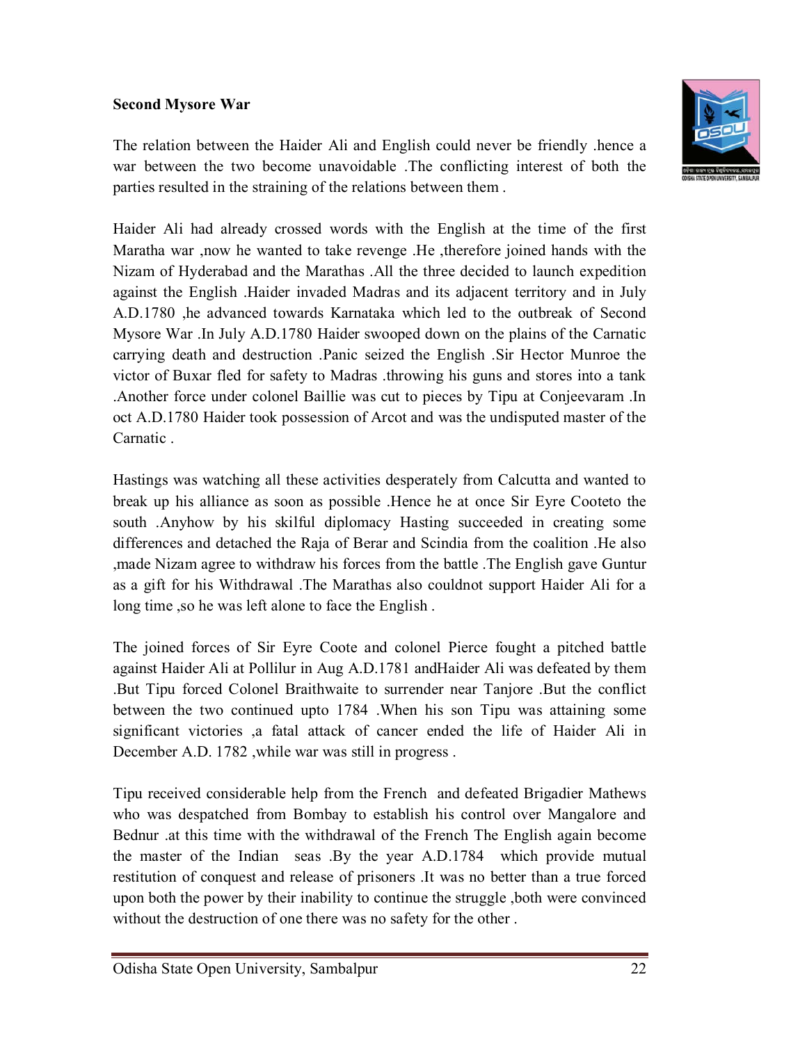**Second Mysore War**

The relation between the Haider Ali and English could never be friendly .hence a war between the two become unavoidable .The conflicting interest of both the parties resulted in the straining of the relations between them .

Haider Ali had already crossed words with the English at the time of the first Maratha war ,now he wanted to take revenge .He ,therefore joined hands with the Nizam of Hyderabad and the Marathas .All the three decided to launch expedition against the English .Haider invaded Madras and its adjacent territory and in July A.D.1780 ,he advanced towards Karnataka which led to the outbreak of Second Mysore War .In July A.D.1780 Haider swooped down on the plains of the Carnatic carrying death and destruction .Panic seized the English .Sir Hector Munroe the victor of Buxar fled for safety to Madras .throwing his guns and stores into a tank .Another force under colonel Baillie was cut to pieces by Tipu at Conjeevaram .In oct A.D.1780 Haider took possession of Arcot and was the undisputed master of the Carnatic .

Hastings was watching all these activities desperately from Calcutta and wanted to break up his alliance as soon as possible .Hence he at once Sir Eyre Cooteto the south .Anyhow by his skilful diplomacy Hasting succeeded in creating some differences and detached the Raja of Berar and Scindia from the coalition .He also ,made Nizam agree to withdraw his forces from the battle .The English gave Guntur as a gift for his Withdrawal .The Marathas also couldnot support Haider Ali for a long time ,so he was left alone to face the English .

The joined forces of Sir Eyre Coote and colonel Pierce fought a pitched battle against Haider Ali at Pollilur in Aug A.D.1781 andHaider Ali was defeated by them .But Tipu forced Colonel Braithwaite to surrender near Tanjore .But the conflict between the two continued upto 1784 .When his son Tipu was attaining some significant victories ,a fatal attack of cancer ended the life of Haider Ali in December A.D. 1782 ,while war was still in progress .

Tipu received considerable help from the French and defeated Brigadier Mathews who was despatched from Bombay to establish his control over Mangalore and Bednur .at this time with the withdrawal of the French The English again become the master of the Indian seas .By the year A.D.1784 which provide mutual restitution of conquest and release of prisoners .It was no better than a true forced upon both the power by their inability to continue the struggle ,both were convinced without the destruction of one there was no safety for the other .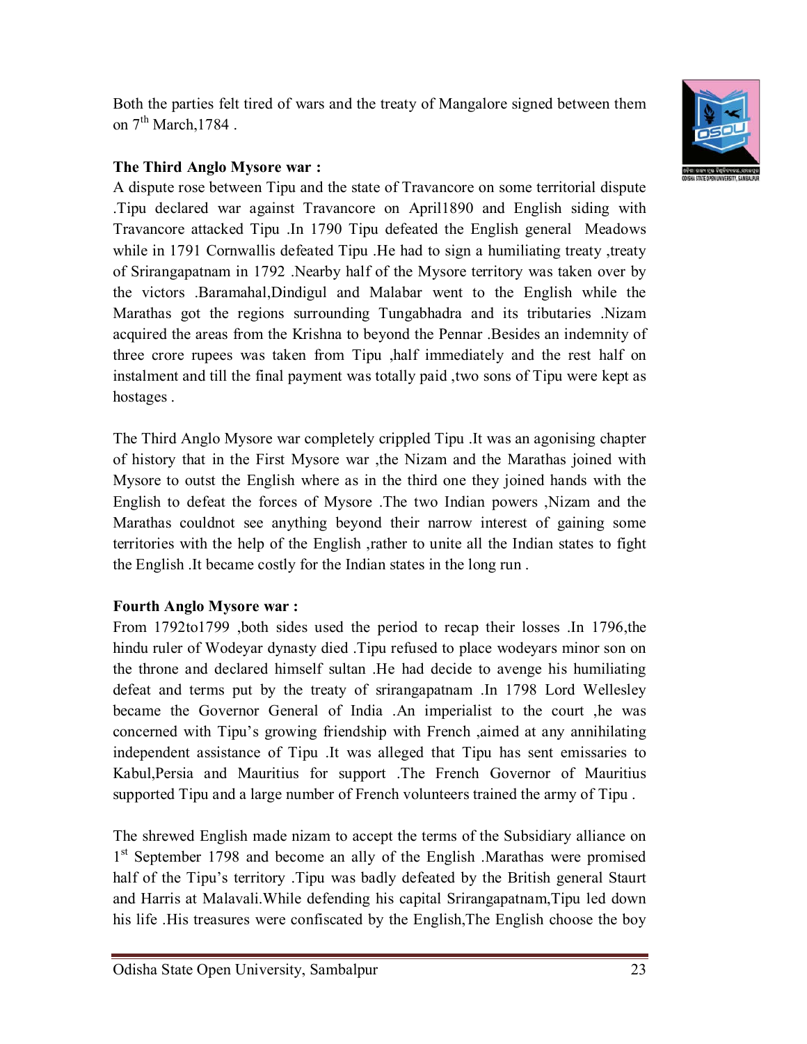Both the parties felt tired of wars and the treaty of Mangalore signed between them on 7th March,1784 .

**The Third Anglo Mysore war :**

A dispute rose between Tipu and the state of Travancore on some territorial dispute .Tipu declared war against Travancore on April1890 and English siding with Travancore attacked Tipu .In 1790 Tipu defeated the English general Meadows while in 1791 Cornwallis defeated Tipu .He had to sign a humiliating treaty ,treaty of Srirangapatnam in 1792 .Nearby half of the Mysore territory was taken over by the victors .Baramahal,Dindigul and Malabar went to the English while the Marathas got the regions surrounding Tungabhadra and its tributaries .Nizam acquired the areas from the Krishna to beyond the Pennar .Besides an indemnity of three crore rupees was taken from Tipu ,half immediately and the rest half on instalment and till the final payment was totally paid ,two sons of Tipu were kept as hostages .

The Third Anglo Mysore war completely crippled Tipu .It was an agonising chapter of history that in the First Mysore war ,the Nizam and the Marathas joined with Mysore to outst the English where as in the third one they joined hands with the English to defeat the forces of Mysore .The two Indian powers ,Nizam and the Marathas couldnot see anything beyond their narrow interest of gaining some territories with the help of the English ,rather to unite all the Indian states to fight the English .It became costly for the Indian states in the long run .

**Fourth Anglo Mysore war :**

From 1792to1799 ,both sides used the period to recap their losses .In 1796,the hindu ruler of Wodeyar dynasty died .Tipu refused to place wodeyars minor son on the throne and declared himself sultan .He had decide to avenge his humiliating defeat and terms put by the treaty of srirangapatnam .In 1798 Lord Wellesley became the Governor General of India .An imperialist to the court ,he was concerned with Tipu's growing friendship with French ,aimed at any annihilating independent assistance of Tipu .It was alleged that Tipu has sent emissaries to Kabul,Persia and Mauritius for support .The French Governor of Mauritius supported Tipu and a large number of French volunteers trained the army of Tipu .

The shrewed English made nizam to accept the terms of the Subsidiary alliance on 1st September 1798 and become an ally of the English .Marathas were promised half of the Tipu's territory .Tipu was badly defeated by the British general Staurt and Harris at Malavali.While defending his capital Srirangapatnam,Tipu led down his life .His treasures were confiscated by the English,The English choose the boy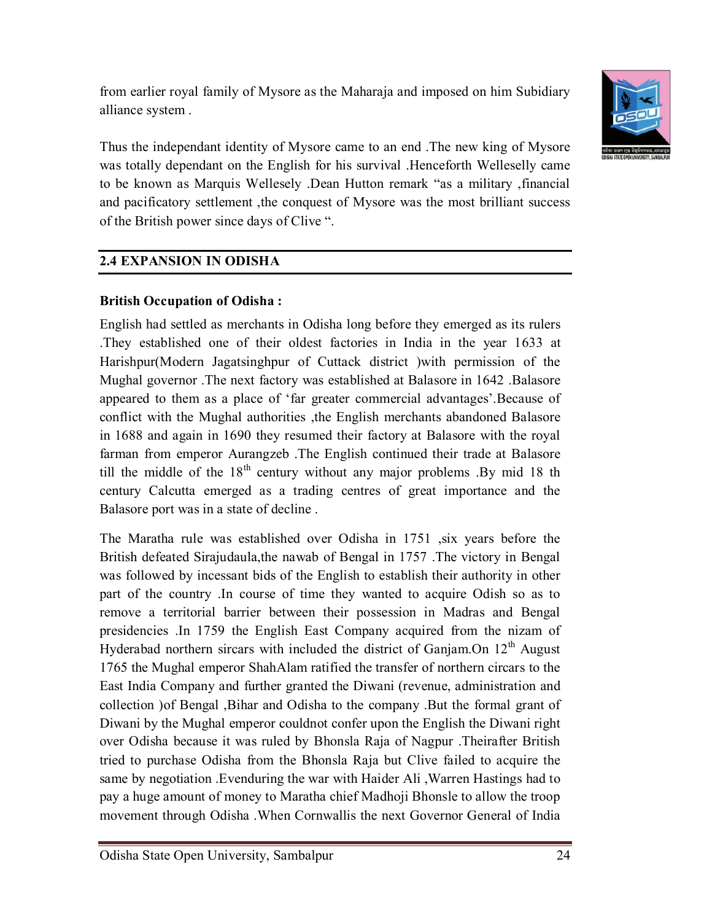from earlier royal family of Mysore as the Maharaja and imposed on him Subidiary alliance system .

Thus the independant identity of Mysore came to an end .The new king of Mysore was totally dependant on the English for his survival .Henceforth Wellesely came to be known as Marquis Wellesely .Dean Hutton remark “as a military ,financial and pacificatory settlement ,the conquest of Mysore was the most brilliant success of the British power since days of Clive “.

## 2.4 EXPANSION IN ODISHA

**British Occupation of Odisha :**

English had settled as merchants in Odisha long before they emerged as its rulers .They established one of their oldest factories in India in the year 1633 at Harishpur(Modern Jagatsinghpur of Cuttack district )with permission of the Mughal governor .The next factory was established at Balasore in 1642 .Balasore appeared to them as a place of ‘far greater commercial advantages’.Because of conflict with the Mughal authorities ,the English merchants abandoned Balasore in 1688 and again in 1690 they resumed their factory at Balasore with the royal farman from emperor Aurangzeb .The English continued their trade at Balasore till the middle of the 18th century without any major problems .By mid 18 th century Calcutta emerged as a trading centres of great importance and the Balasore port was in a state of decline .

The Maratha rule was established over Odisha in 1751 ,six years before the British defeated Sirajudaula,the nawab of Bengal in 1757 .The victory in Bengal was followed by incessant bids of the English to establish their authority in other part of the country .In course of time they wanted to acquire Odish so as to remove a territorial barrier between their possession in Madras and Bengal presidencies .In 1759 the English East Company acquired from the nizam of Hyderabad northern sircars with included the district of Ganjam.On 12th August 1765 the Mughal emperor ShahAlam ratified the transfer of northern circars to the East India Company and further granted the Diwani (revenue, administration and collection )of Bengal ,Bihar and Odisha to the company .But the formal grant of Diwani by the Mughal emperor couldnot confer upon the English the Diwani right over Odisha because it was ruled by Bhonsla Raja of Nagpur .Theirafter British tried to purchase Odisha from the Bhonsla Raja but Clive failed to acquire the same by negotiation .Evenduring the war with Haider Ali ,Warren Hastings had to pay a huge amount of money to Maratha chief Madhoji Bhonsle to allow the troop movement through Odisha .When Cornwallis the next Governor General of India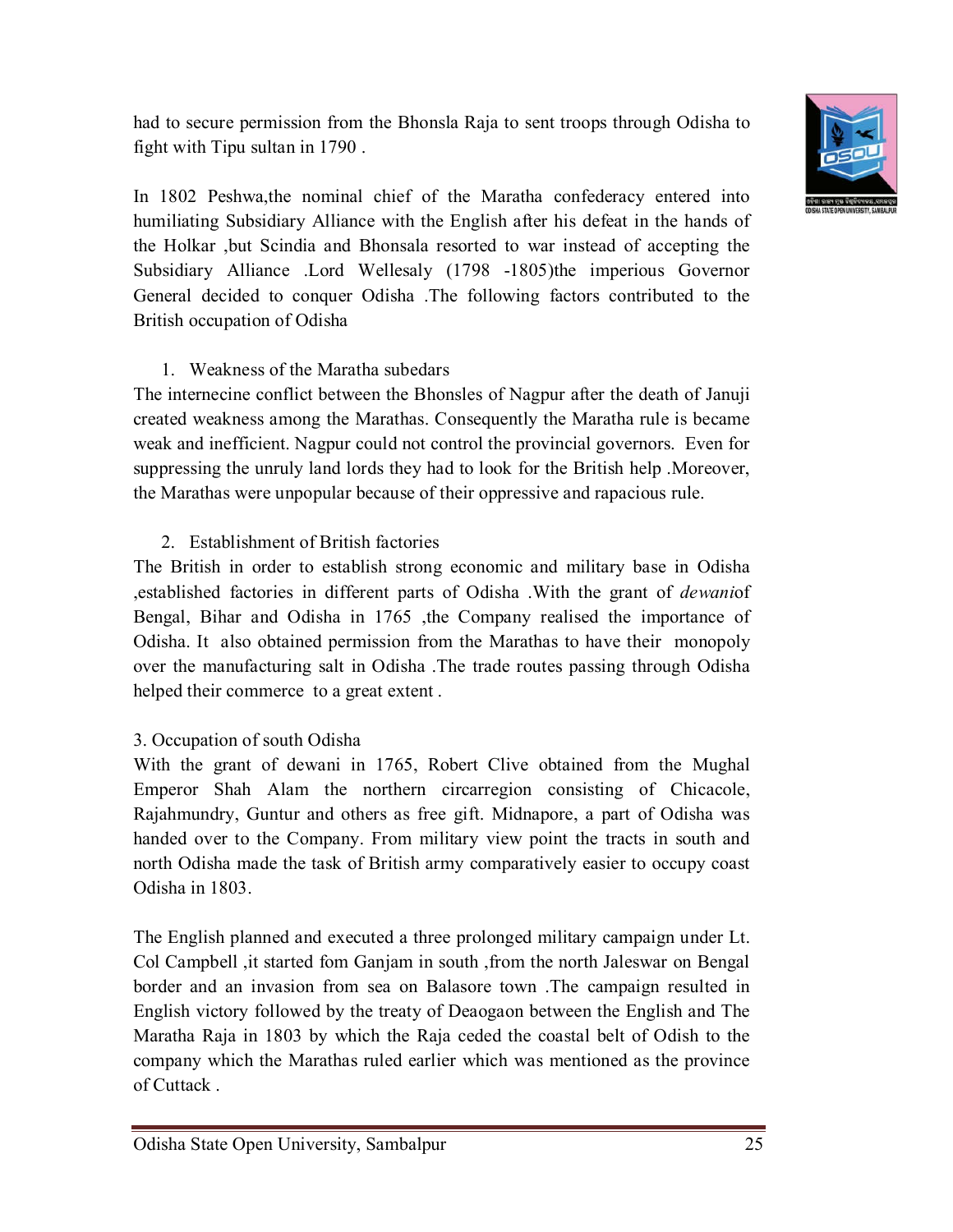had to secure permission from the Bhonsla Raja to sent troops through Odisha to fight with Tipu sultan in 1790 .

In 1802 Peshwa,the nominal chief of the Maratha confederacy entered into humiliating Subsidiary Alliance with the English after his defeat in the hands of the Holkar ,but Scindia and Bhonsala resorted to war instead of accepting the Subsidiary Alliance .Lord Wellesaly (1798 -1805)the imperious Governor General decided to conquer Odisha .The following factors contributed to the British occupation of Odisha

1. Weakness of the Maratha subedars

The internecine conflict between the Bhonsles of Nagpur after the death of Januji created weakness among the Marathas. Consequently the Maratha rule is became weak and inefficient. Nagpur could not control the provincial governors. Even for suppressing the unruly land lords they had to look for the British help .Moreover, the Marathas were unpopular because of their oppressive and rapacious rule.

2. Establishment of British factories

The British in order to establish strong economic and military base in Odisha ,established factories in different parts of Odisha .With the grant of *dewani*of Bengal, Bihar and Odisha in 1765 ,the Company realised the importance of Odisha. It also obtained permission from the Marathas to have their monopoly over the manufacturing salt in Odisha .The trade routes passing through Odisha helped their commerce to a great extent .

3. Occupation of south Odisha

With the grant of dewani in 1765, Robert Clive obtained from the Mughal Emperor Shah Alam the northern circarregion consisting of Chicacole, Rajahmundry, Guntur and others as free gift. Midnapore, a part of Odisha was handed over to the Company. From military view point the tracts in south and north Odisha made the task of British army comparatively easier to occupy coast Odisha in 1803.

The English planned and executed a three prolonged military campaign under Lt. Col Campbell ,it started fom Ganjam in south ,from the north Jaleswar on Bengal border and an invasion from sea on Balasore town .The campaign resulted in English victory followed by the treaty of Deaogaon between the English and The Maratha Raja in 1803 by which the Raja ceded the coastal belt of Odish to the company which the Marathas ruled earlier which was mentioned as the province of Cuttack .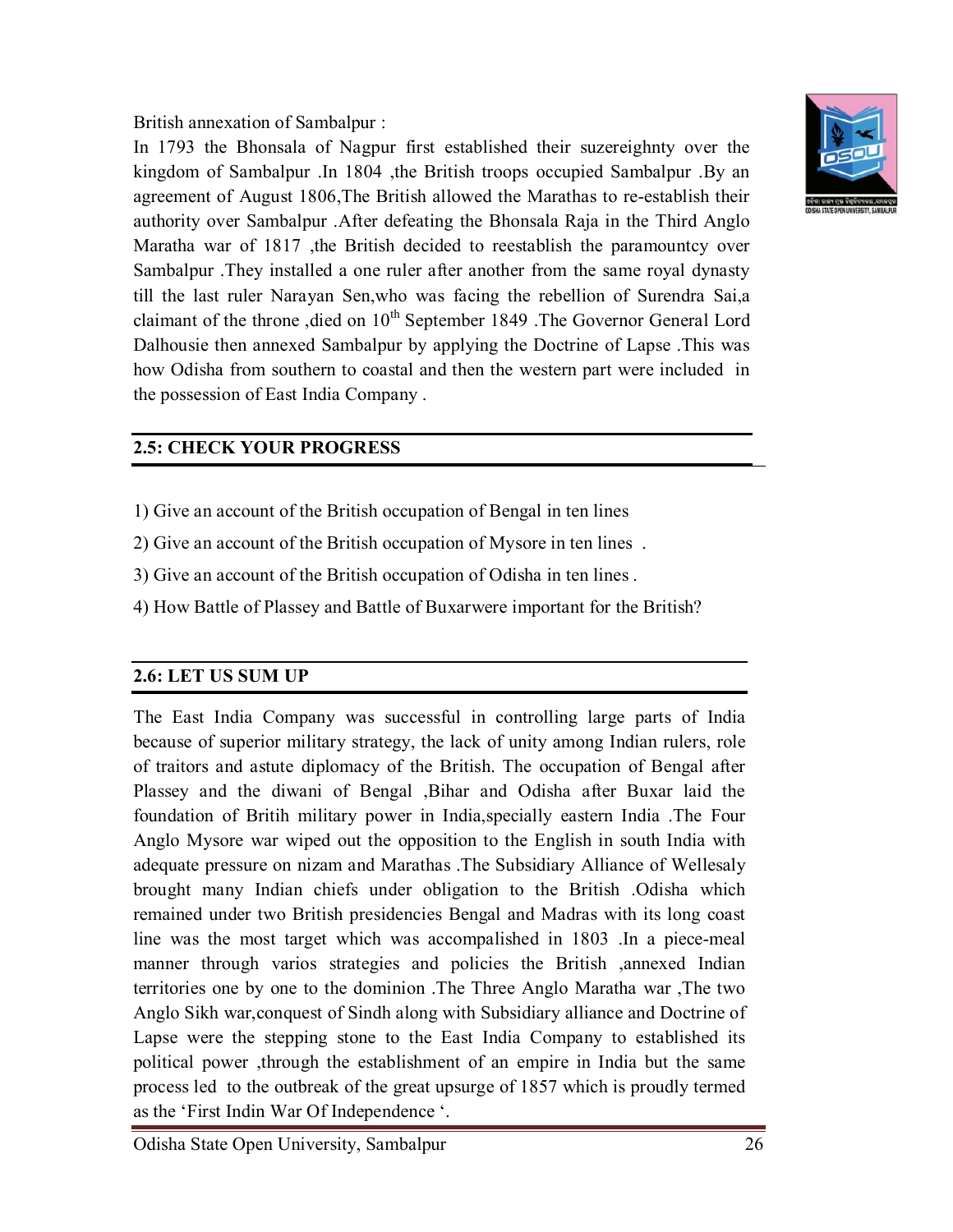British annexation of Sambalpur :

In 1793 the Bhonsala of Nagpur first established their suzereighnty over the kingdom of Sambalpur .In 1804 ,the British troops occupied Sambalpur .By an agreement of August 1806,The British allowed the Marathas to re-establish their authority over Sambalpur .After defeating the Bhonsala Raja in the Third Anglo Maratha war of 1817 ,the British decided to reestablish the paramountcy over Sambalpur .They installed a one ruler after another from the same royal dynasty till the last ruler Narayan Sen,who was facing the rebellion of Surendra Sai,a claimant of the throne ,died on 10th September 1849 .The Governor General Lord Dalhousie then annexed Sambalpur by applying the Doctrine of Lapse .This was how Odisha from southern to coastal and then the western part were included in the possession of East India Company .

## 2.5: CHECK YOUR PROGRESS

1) Give an account of the British occupation of Bengal in ten lines
2) Give an account of the British occupation of Mysore in ten lines .
3) Give an account of the British occupation of Odisha in ten lines .
4) How Battle of Plassey and Battle of Buxarwere important for the British?

## 2.6: LET US SUM UP

The East India Company was successful in controlling large parts of India because of superior military strategy, the lack of unity among Indian rulers, role of traitors and astute diplomacy of the British. The occupation of Bengal after Plassey and the diwani of Bengal ,Bihar and Odisha after Buxar laid the foundation of Britih military power in India,specially eastern India .The Four Anglo Mysore war wiped out the opposition to the English in south India with adequate pressure on nizam and Marathas .The Subsidiary Alliance of Wellesaly brought many Indian chiefs under obligation to the British .Odisha which remained under two British presidencies Bengal and Madras with its long coast line was the most target which was accompalished in 1803 .In a piece-meal manner through varios strategies and policies the British ,annexed Indian territories one by one to the dominion .The Three Anglo Maratha war ,The two Anglo Sikh war,conquest of Sindh along with Subsidiary alliance and Doctrine of Lapse were the stepping stone to the East India Company to established its political power ,through the establishment of an empire in India but the same process led to the outbreak of the great upsurge of 1857 which is proudly termed as the 'First Indin War Of Independence '.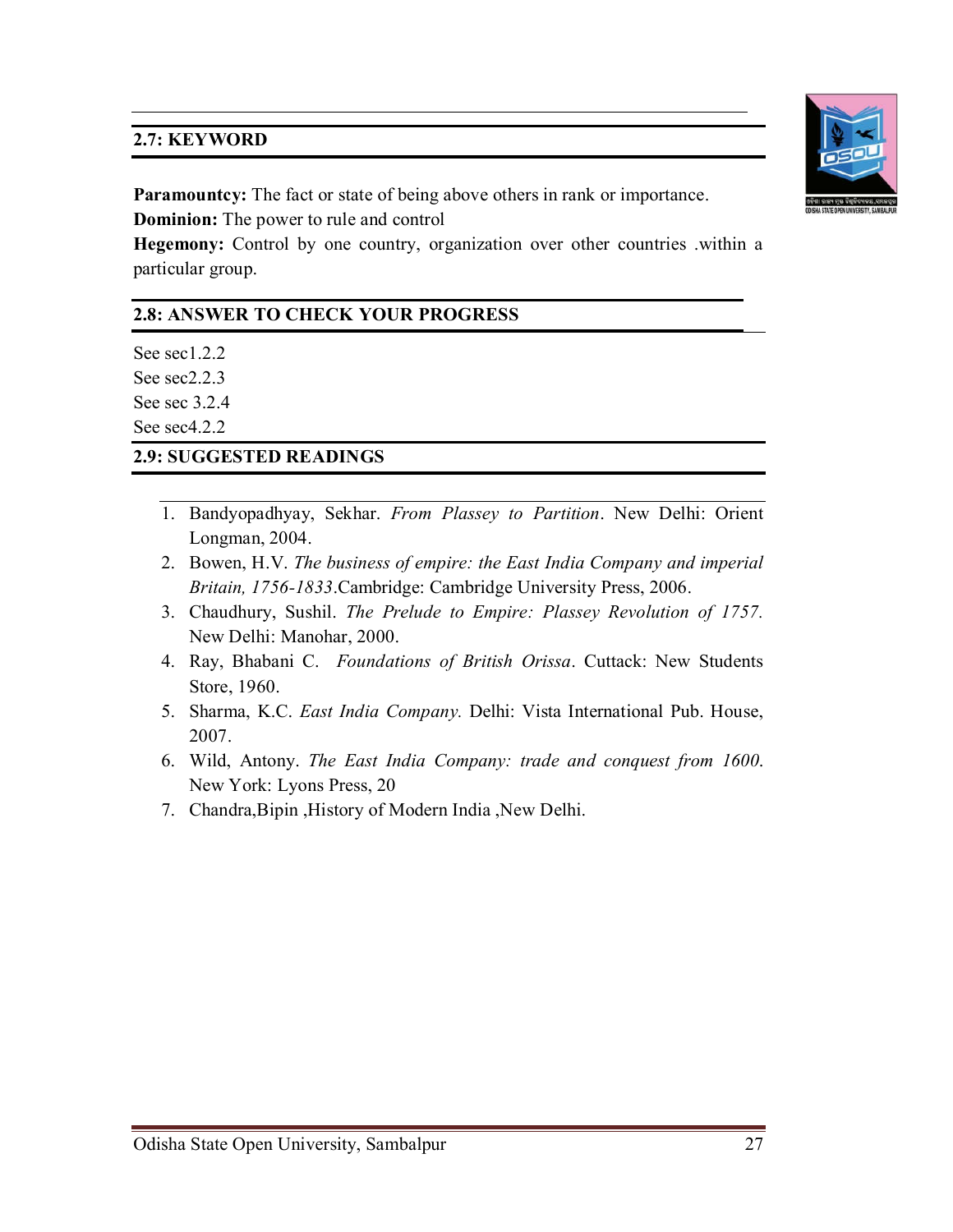## 2.7: KEYWORD

**Paramountcy:** The fact or state of being above others in rank or importance.
**Dominion:** The power to rule and control
**Hegemony:** Control by one country, organization over other countries .within a particular group.

## 2.8: ANSWER TO CHECK YOUR PROGRESS

See sec1.2.2
See sec2.2.3
See sec 3.2.4
See sec4.2.2

## 2.9: SUGGESTED READINGS

1. Bandyopadhyay, Sekhar. *From Plassey to Partition*. New Delhi: Orient Longman, 2004.
2. Bowen, H.V. *The business of empire: the East India Company and imperial Britain, 1756-1833*.Cambridge: Cambridge University Press, 2006.
3. Chaudhury, Sushil. *The Prelude to Empire: Plassey Revolution of 1757.* New Delhi: Manohar, 2000.
4. Ray, Bhabani C. *Foundations of British Orissa*. Cuttack: New Students Store, 1960.
5. Sharma, K.C. *East India Company.* Delhi: Vista International Pub. House, 2007.
6. Wild, Antony. *The East India Company: trade and conquest from 1600*. New York: Lyons Press, 20
7. Chandra,Bipin ,History of Modern India ,New Delhi.